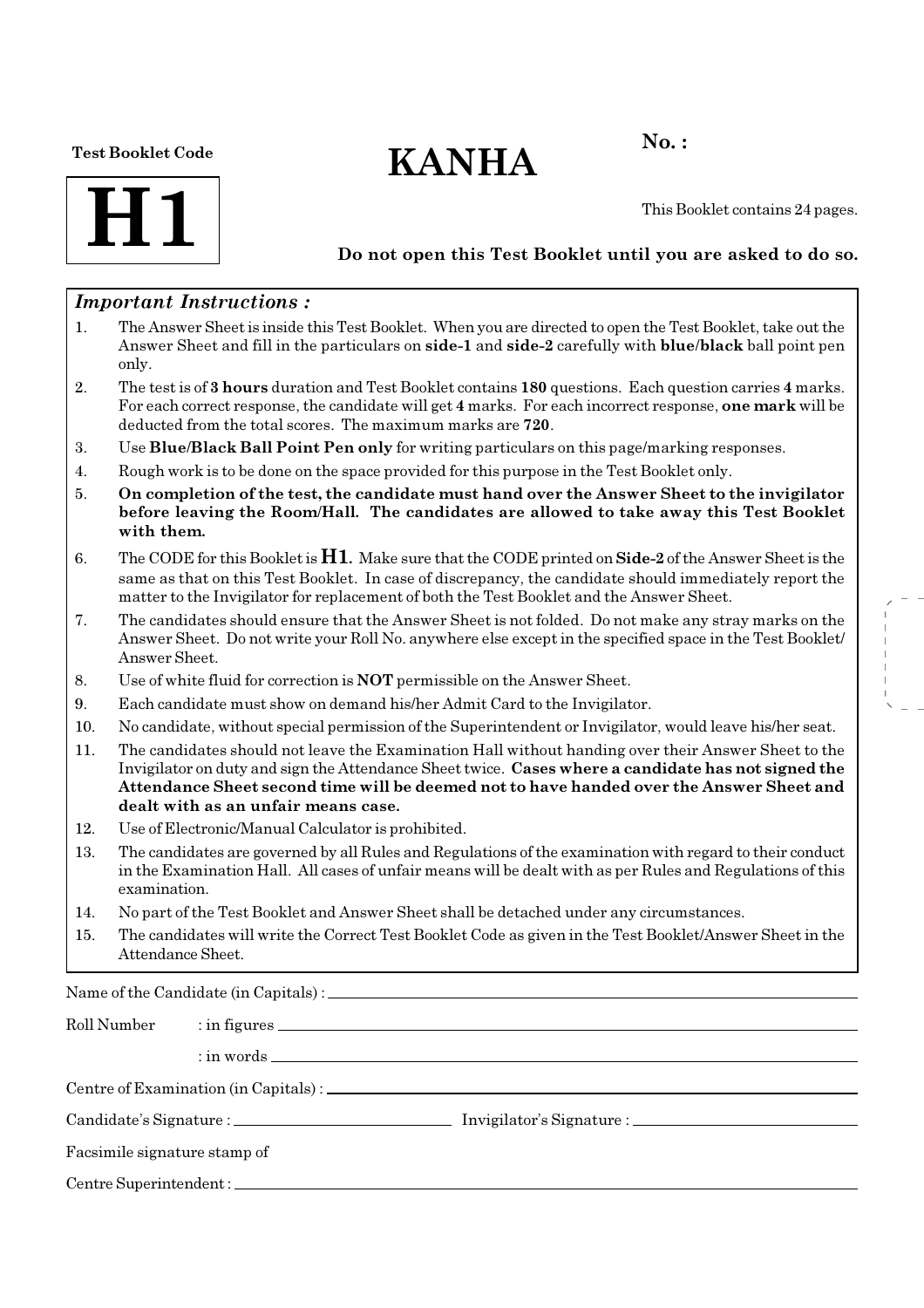**Test Booklet Code**

# H1

# KANHA

**No. :**

This Booklet contains 24 pages.

**Do not open this Test Booklet until you are asked to do so.**

## *Important Instructions :*

1. The Answer Sheet is inside this Test Booklet. When you are directed to open the Test Booklet, take out the Answer Sheet and fill in the particulars on **side-1** and **side-2** carefully with **blue/black** ball point pen only.
2. The test is of **3 hours** duration and Test Booklet contains **180** questions. Each question carries **4** marks. For each correct response, the candidate will get **4** marks. For each incorrect response, **one mark** will be deducted from the total scores. The maximum marks are **720**.
3. Use **Blue/Black Ball Point Pen only** for writing particulars on this page/marking responses.
4. Rough work is to be done on the space provided for this purpose in the Test Booklet only.
5. **On completion of the test, the candidate must hand over the Answer Sheet to the invigilator before leaving the Room/Hall. The candidates are allowed to take away this Test Booklet with them.**
6. The CODE for this Booklet is **H1**. Make sure that the CODE printed on **Side-2** of the Answer Sheet is the same as that on this Test Booklet. In case of discrepancy, the candidate should immediately report the matter to the Invigilator for replacement of both the Test Booklet and the Answer Sheet.
7. The candidates should ensure that the Answer Sheet is not folded. Do not make any stray marks on the Answer Sheet. Do not write your Roll No. anywhere else except in the specified space in the Test Booklet/Answer Sheet.
8. Use of white fluid for correction is **NOT** permissible on the Answer Sheet.
9. Each candidate must show on demand his/her Admit Card to the Invigilator.
10. No candidate, without special permission of the Superintendent or Invigilator, would leave his/her seat.
11. The candidates should not leave the Examination Hall without handing over their Answer Sheet to the Invigilator on duty and sign the Attendance Sheet twice. **Cases where a candidate has not signed the Attendance Sheet second time will be deemed not to have handed over the Answer Sheet and dealt with as an unfair means case.**
12. Use of Electronic/Manual Calculator is prohibited.
13. The candidates are governed by all Rules and Regulations of the examination with regard to their conduct in the Examination Hall. All cases of unfair means will be dealt with as per Rules and Regulations of this examination.
14. No part of the Test Booklet and Answer Sheet shall be detached under any circumstances.
15. The candidates will write the Correct Test Booklet Code as given in the Test Booklet/Answer Sheet in the Attendance Sheet.

Name of the Candidate (in Capitals) : ____________________

Roll Number : in figures ____________________

: in words ____________________

Centre of Examination (in Capitals) : ____________________

Candidate's Signature : ____________________ Invigilator's Signature : ____________________

Facsimile signature stamp of

Centre Superintendent : ____________________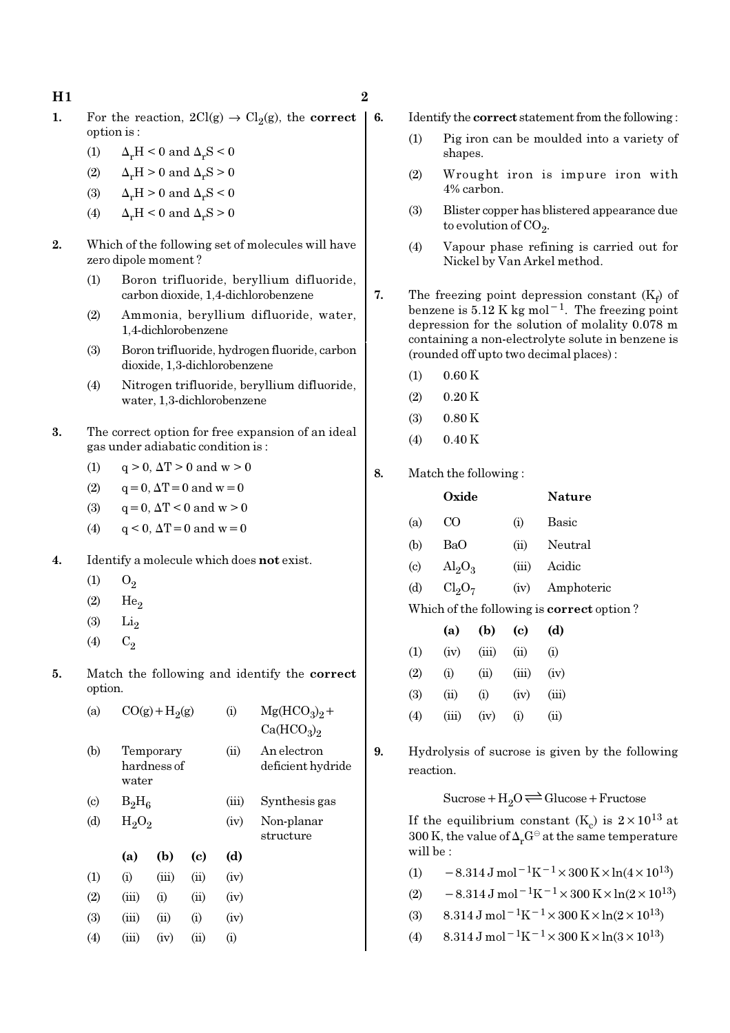1. For the reaction, $2Cl(g) \rightarrow Cl_2(g)$, the **correct** option is :
   (1) $\Delta_r H < 0$ and $\Delta_r S < 0$
   (2) $\Delta_r H > 0$ and $\Delta_r S > 0$
   (3) $\Delta_r H > 0$ and $\Delta_r S < 0$
   (4) $\Delta_r H < 0$ and $\Delta_r S > 0$

2. Which of the following set of molecules will have zero dipole moment ?
   (1) Boron trifluoride, beryllium difluoride, carbon dioxide, 1,4-dichlorobenzene
   (2) Ammonia, beryllium difluoride, water, 1,4-dichlorobenzene
   (3) Boron trifluoride, hydrogen fluoride, carbon dioxide, 1,3-dichlorobenzene
   (4) Nitrogen trifluoride, beryllium difluoride, water, 1,3-dichlorobenzene

3. The correct option for free expansion of an ideal gas under adiabatic condition is :
   (1) $q > 0$, $\Delta T > 0$ and $w > 0$
   (2) $q = 0$, $\Delta T = 0$ and $w = 0$
   (3) $q = 0$, $\Delta T < 0$ and $w > 0$
   (4) $q < 0$, $\Delta T = 0$ and $w = 0$

4. Identify a molecule which does **not** exist.
   (1) $O_2$
   (2) $He_2$
   (3) $Li_2$
   (4) $C_2$

5. Match the following and identify the **correct** option.

|  |  |  |  |
|---|---|---|---|
| (a) | $CO(g) + H_2(g)$ | (i) | $Mg(HCO_3)_2 + Ca(HCO_3)_2$ |
| (b) | Temporary hardness of water | (ii) | An electron deficient hydride |
| (c) | $B_2H_6$ | (iii) | Synthesis gas |
| (d) | $H_2O_2$ | (iv) | Non-planar structure |

|  | (a) | (b) | (c) | (d) |
|---|---|---|---|---|
| (1) | (i) | (iii) | (ii) | (iv) |
| (2) | (iii) | (i) | (ii) | (iv) |
| (3) | (iii) | (ii) | (i) | (iv) |
| (4) | (iii) | (iv) | (ii) | (i) |

6. Identify the **correct** statement from the following :
   (1) Pig iron can be moulded into a variety of shapes.
   (2) Wrought iron is impure iron with 4% carbon.
   (3) Blister copper has blistered appearance due to evolution of $CO_2$.
   (4) Vapour phase refining is carried out for Nickel by Van Arkel method.

7. The freezing point depression constant ($K_f$) of benzene is $5.12\ K\ kg\ mol^{-1}$. The freezing point depression for the solution of molality 0.078 m containing a non-electrolyte solute in benzene is (rounded off upto two decimal places) :
   (1) 0.60 K
   (2) 0.20 K
   (3) 0.80 K
   (4) 0.40 K

8. Match the following :

|  | Oxide |  | Nature |
|---|---|---|---|
| (a) | $CO$ | (i) | Basic |
| (b) | $BaO$ | (ii) | Neutral |
| (c) | $Al_2O_3$ | (iii) | Acidic |
| (d) | $Cl_2O_7$ | (iv) | Amphoteric |

Which of the following is **correct** option ?

|  | (a) | (b) | (c) | (d) |
|---|---|---|---|---|
| (1) | (iv) | (iii) | (ii) | (i) |
| (2) | (i) | (ii) | (iii) | (iv) |
| (3) | (ii) | (i) | (iv) | (iii) |
| (4) | (iii) | (iv) | (i) | (ii) |

9. Hydrolysis of sucrose is given by the following reaction.

$$\text{Sucrose} + H_2O \rightleftharpoons \text{Glucose} + \text{Fructose}$$

If the equilibrium constant ($K_c$) is $2 \times 10^{13}$ at 300 K, the value of $\Delta_r G^{\ominus}$ at the same temperature will be :
   (1) $-8.314\ J\ mol^{-1}K^{-1} \times 300\ K \times \ln(4 \times 10^{13})$
   (2) $-8.314\ J\ mol^{-1}K^{-1} \times 300\ K \times \ln(2 \times 10^{13})$
   (3) $8.314\ J\ mol^{-1}K^{-1} \times 300\ K \times \ln(2 \times 10^{13})$
   (4) $8.314\ J\ mol^{-1}K^{-1} \times 300\ K \times \ln(3 \times 10^{13})$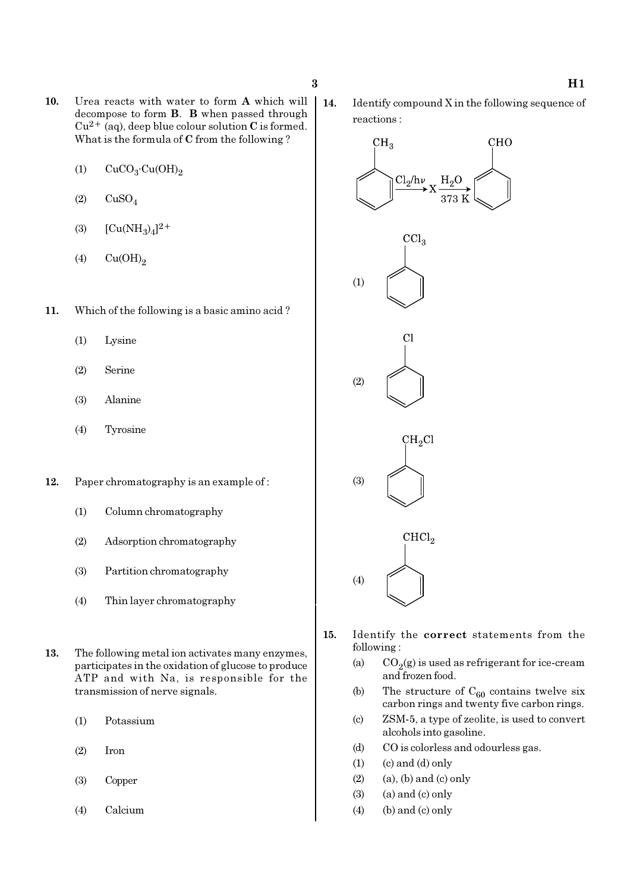**10.** Urea reacts with water to form **A** which will decompose to form **B**. **B** when passed through $Cu^{2+}$ (aq), deep blue colour solution **C** is formed. What is the formula of **C** from the following ?

(1) $CuCO_3 \cdot Cu(OH)_2$

(2) $CuSO_4$

(3) $[Cu(NH_3)_4]^{2+}$

(4) $Cu(OH)_2$

**11.** Which of the following is a basic amino acid ?

(1) Lysine

(2) Serine

(3) Alanine

(4) Tyrosine

**12.** Paper chromatography is an example of :

(1) Column chromatography

(2) Adsorption chromatography

(3) Partition chromatography

(4) Thin layer chromatography

**13.** The following metal ion activates many enzymes, participates in the oxidation of glucose to produce ATP and with Na, is responsible for the transmission of nerve signals.

(1) Potassium

(2) Iron

(3) Copper

(4) Calcium

**14.** Identify compound X in the following sequence of reactions :

$$C_6H_5CH_3 \xrightarrow{Cl_2/h\nu} X \xrightarrow[373\text{ K}]{H_2O} C_6H_5CHO$$

(1) $C_6H_5CCl_3$

(2) $C_6H_5Cl$

(3) $C_6H_5CH_2Cl$

(4) $C_6H_5CHCl_2$

**15.** Identify the **correct** statements from the following :

(a) $CO_2(g)$ is used as refrigerant for ice-cream and frozen food.

(b) The structure of $C_{60}$ contains twelve six carbon rings and twenty five carbon rings.

(c) ZSM-5, a type of zeolite, is used to convert alcohols into gasoline.

(d) CO is colorless and odourless gas.

(1) (c) and (d) only

(2) (a), (b) and (c) only

(3) (a) and (c) only

(4) (b) and (c) only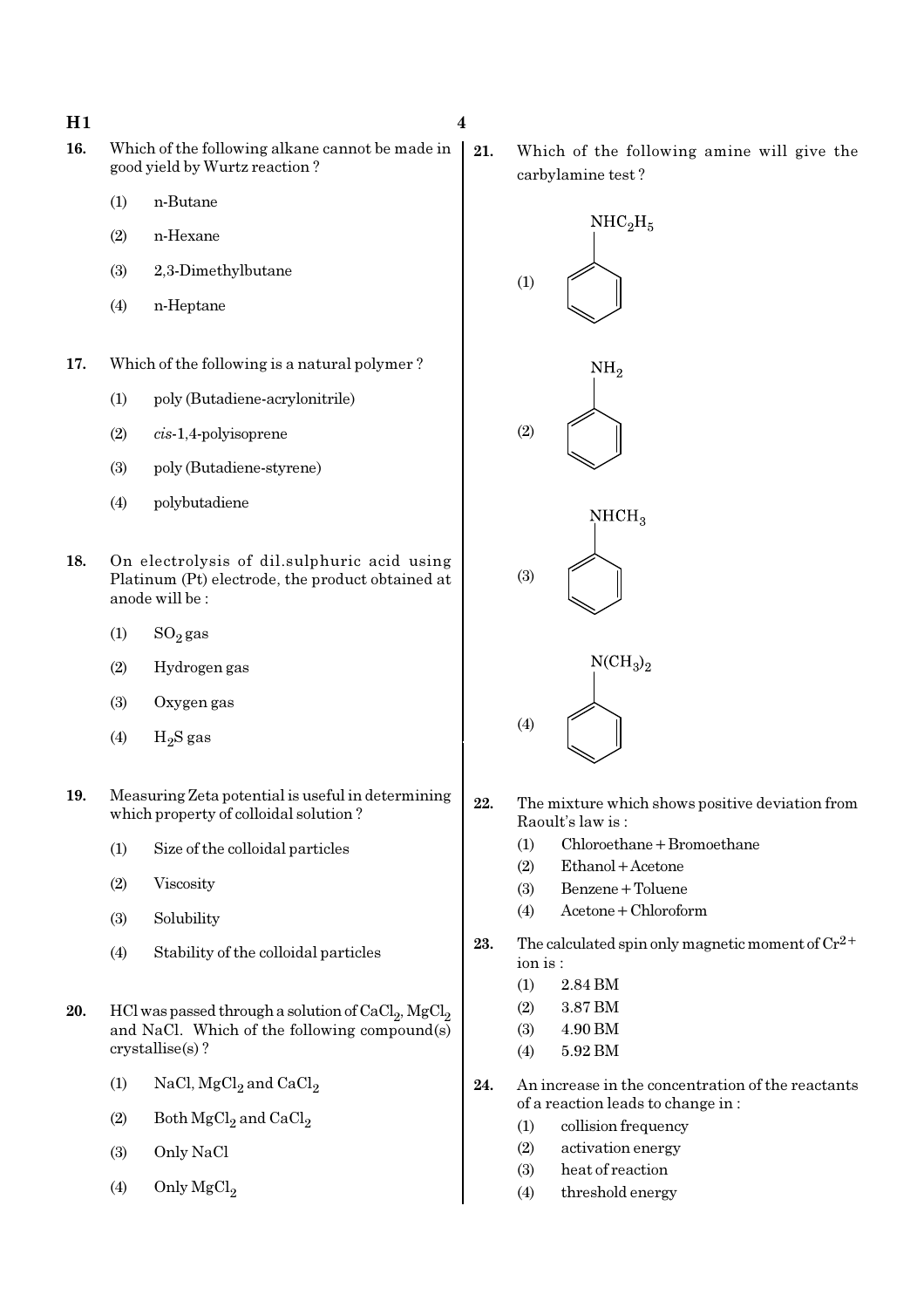16. Which of the following alkane cannot be made in good yield by Wurtz reaction ?

   (1) n-Butane
   (2) n-Hexane
   (3) 2,3-Dimethylbutane
   (4) n-Heptane

17. Which of the following is a natural polymer ?

   (1) poly (Butadiene-acrylonitrile)
   (2) *cis*-1,4-polyisoprene
   (3) poly (Butadiene-styrene)
   (4) polybutadiene

18. On electrolysis of dil.sulphuric acid using Platinum (Pt) electrode, the product obtained at anode will be :

   (1) $SO_2$ gas
   (2) Hydrogen gas
   (3) Oxygen gas
   (4) $H_2S$ gas

19. Measuring Zeta potential is useful in determining which property of colloidal solution ?

   (1) Size of the colloidal particles
   (2) Viscosity
   (3) Solubility
   (4) Stability of the colloidal particles

20. HCl was passed through a solution of $CaCl_2$, $MgCl_2$ and NaCl. Which of the following compound(s) crystallise(s) ?

   (1) NaCl, $MgCl_2$ and $CaCl_2$
   (2) Both $MgCl_2$ and $CaCl_2$
   (3) Only NaCl
   (4) Only $MgCl_2$

21. Which of the following amine will give the carbylamine test ?

   (1) $C_6H_5NHC_2H_5$ (benzene ring with $NHC_2H_5$)
   (2) $C_6H_5NH_2$ (benzene ring with $NH_2$)
   (3) $C_6H_5NHCH_3$ (benzene ring with $NHCH_3$)
   (4) $C_6H_5N(CH_3)_2$ (benzene ring with $N(CH_3)_2$)

22. The mixture which shows positive deviation from Raoult's law is :

   (1) Chloroethane + Bromoethane
   (2) Ethanol + Acetone
   (3) Benzene + Toluene
   (4) Acetone + Chloroform

23. The calculated spin only magnetic moment of $Cr^{2+}$ ion is :

   (1) 2.84 BM
   (2) 3.87 BM
   (3) 4.90 BM
   (4) 5.92 BM

24. An increase in the concentration of the reactants of a reaction leads to change in :

   (1) collision frequency
   (2) activation energy
   (3) heat of reaction
   (4) threshold energy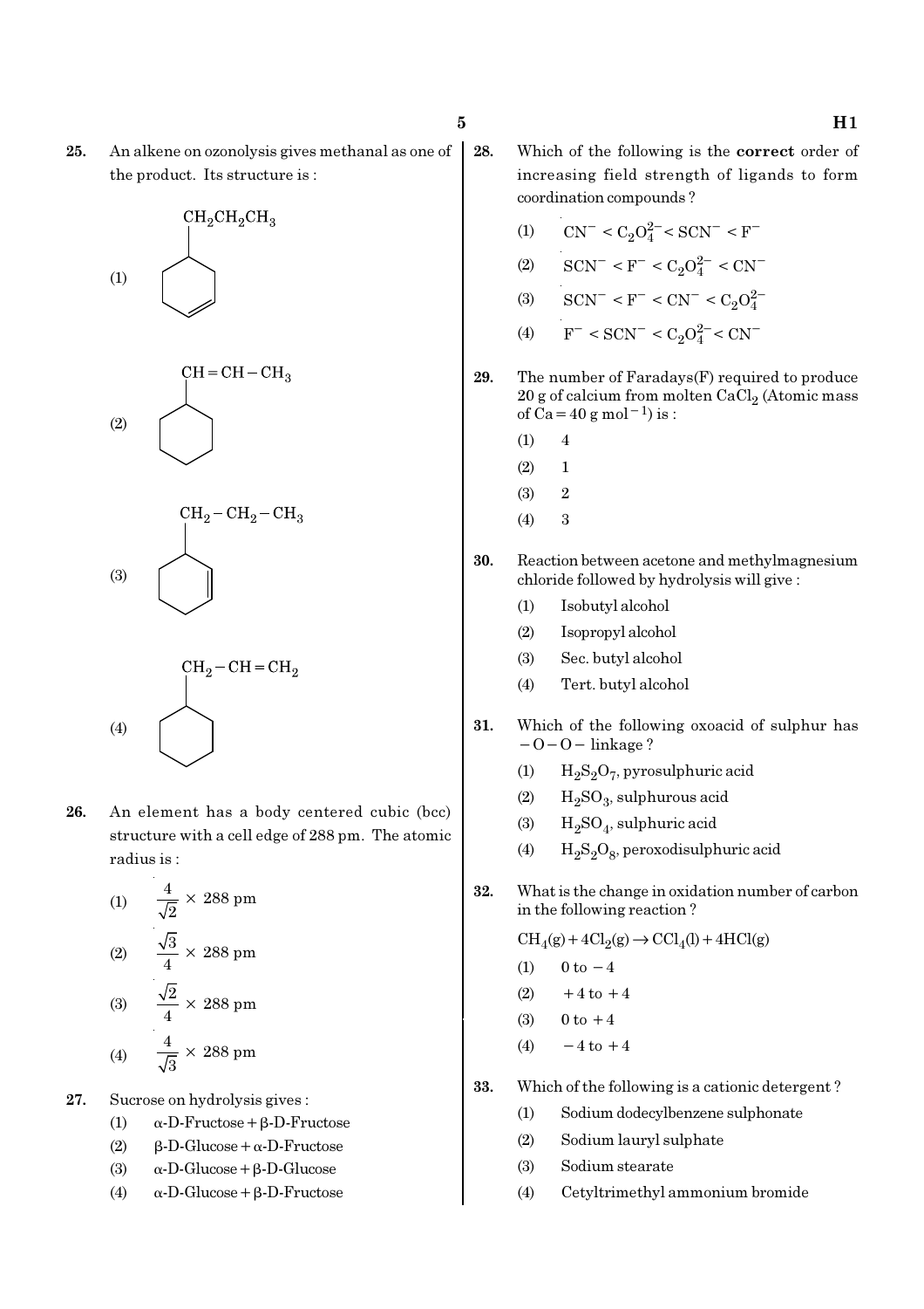25. An alkene on ozonolysis gives methanal as one of the product. Its structure is :

(1) Cyclohexene ring with $CH_2CH_2CH_3$ substituent

(2) Cyclohexane ring with $CH=CH-CH_3$ substituent

(3) Cyclohexene ring with $CH_2-CH_2-CH_3$ substituent

(4) Cyclohexane ring with $CH_2-CH=CH_2$ substituent

26. An element has a body centered cubic (bcc) structure with a cell edge of 288 pm. The atomic radius is :

(1) $\frac{4}{\sqrt{2}} \times 288$ pm

(2) $\frac{\sqrt{3}}{4} \times 288$ pm

(3) $\frac{\sqrt{2}}{4} \times 288$ pm

(4) $\frac{4}{\sqrt{3}} \times 288$ pm

27. Sucrose on hydrolysis gives :

(1) α-D-Fructose + β-D-Fructose

(2) β-D-Glucose + α-D-Fructose

(3) α-D-Glucose + β-D-Glucose

(4) α-D-Glucose + β-D-Fructose

28. Which of the following is the **correct** order of increasing field strength of ligands to form coordination compounds ?

(1) $CN^- < C_2O_4^{2-} < SCN^- < F^-$

(2) $SCN^- < F^- < C_2O_4^{2-} < CN^-$

(3) $SCN^- < F^- < CN^- < C_2O_4^{2-}$

(4) $F^- < SCN^- < C_2O_4^{2-} < CN^-$

29. The number of Faradays(F) required to produce 20 g of calcium from molten $CaCl_2$ (Atomic mass of Ca = 40 g $mol^{-1}$) is :

(1) 4

(2) 1

(3) 2

(4) 3

30. Reaction between acetone and methylmagnesium chloride followed by hydrolysis will give :

(1) Isobutyl alcohol

(2) Isopropyl alcohol

(3) Sec. butyl alcohol

(4) Tert. butyl alcohol

31. Which of the following oxoacid of sulphur has $-O-O-$ linkage ?

(1) $H_2S_2O_7$, pyrosulphuric acid

(2) $H_2SO_3$, sulphurous acid

(3) $H_2SO_4$, sulphuric acid

(4) $H_2S_2O_8$, peroxodisulphuric acid

32. What is the change in oxidation number of carbon in the following reaction ?

$$CH_4(g) + 4Cl_2(g) \rightarrow CCl_4(l) + 4HCl(g)$$

(1) 0 to −4

(2) +4 to +4

(3) 0 to +4

(4) −4 to +4

33. Which of the following is a cationic detergent ?

(1) Sodium dodecylbenzene sulphonate

(2) Sodium lauryl sulphate

(3) Sodium stearate

(4) Cetyltrimethyl ammonium bromide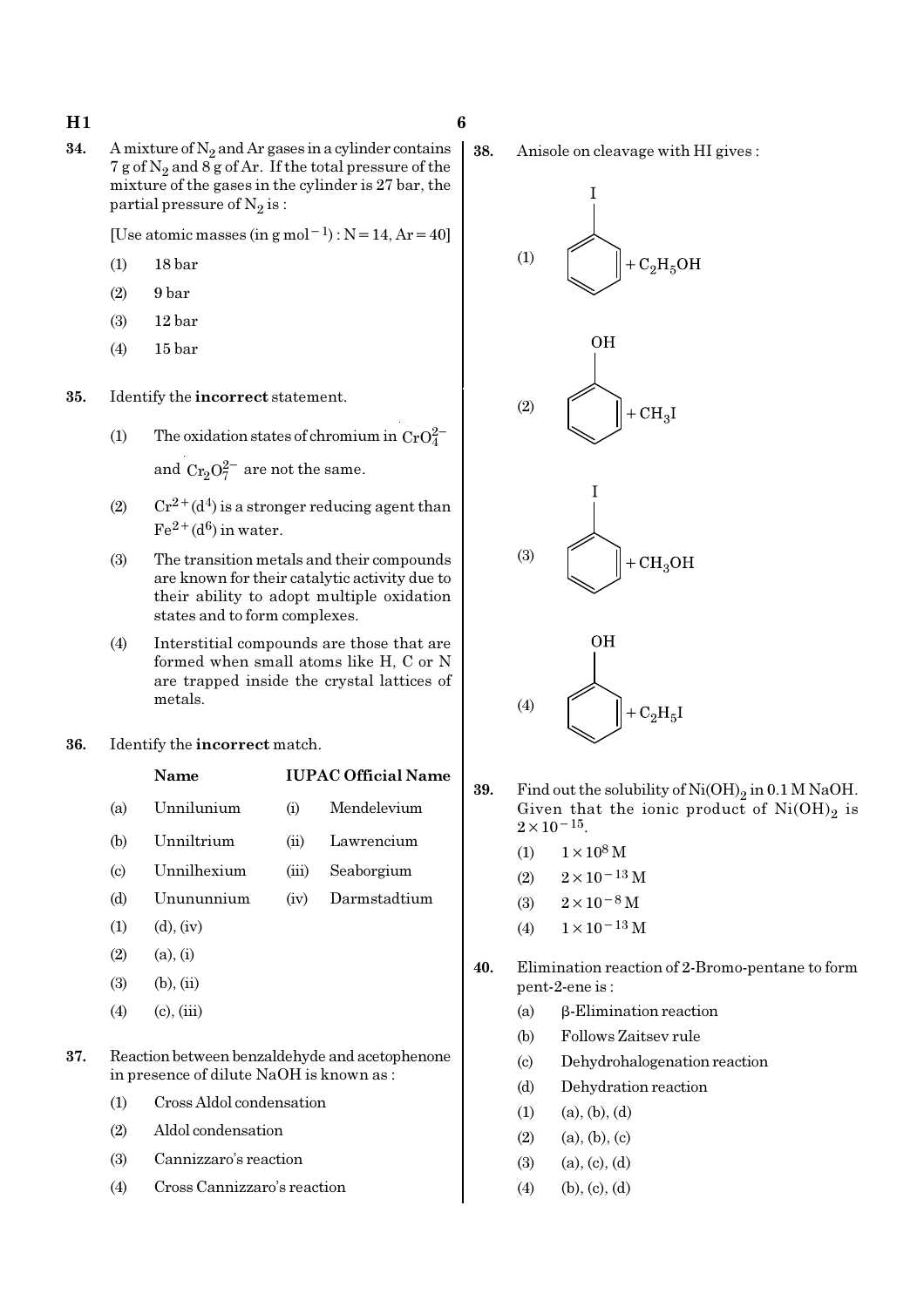34. A mixture of $N_2$ and Ar gases in a cylinder contains 7 g of $N_2$ and 8 g of Ar. If the total pressure of the mixture of the gases in the cylinder is 27 bar, the partial pressure of $N_2$ is :

[Use atomic masses (in g $mol^{-1}$) : N = 14, Ar = 40]

(1) 18 bar

(2) 9 bar

(3) 12 bar

(4) 15 bar

35. Identify the **incorrect** statement.

(1) The oxidation states of chromium in $CrO_4^{2-}$ and $Cr_2O_7^{2-}$ are not the same.

(2) $Cr^{2+}(d^4)$ is a stronger reducing agent than $Fe^{2+}(d^6)$ in water.

(3) The transition metals and their compounds are known for their catalytic activity due to their ability to adopt multiple oxidation states and to form complexes.

(4) Interstitial compounds are those that are formed when small atoms like H, C or N are trapped inside the crystal lattices of metals.

36. Identify the **incorrect** match.

| | Name | | IUPAC Official Name |
|---|---|---|---|
| (a) | Unnilunium | (i) | Mendelevium |
| (b) | Unniltrium | (ii) | Lawrencium |
| (c) | Unnilhexium | (iii) | Seaborgium |
| (d) | Unununnium | (iv) | Darmstadtium |

(1) (d), (iv)

(2) (a), (i)

(3) (b), (ii)

(4) (c), (iii)

37. Reaction between benzaldehyde and acetophenone in presence of dilute NaOH is known as :

(1) Cross Aldol condensation

(2) Aldol condensation

(3) Cannizzaro's reaction

(4) Cross Cannizzaro's reaction

38. Anisole on cleavage with HI gives :

(1) Iodobenzene $+ C_2H_5OH$

(2) Phenol $+ CH_3I$

(3) Iodobenzene $+ CH_3OH$

(4) Phenol $+ C_2H_5I$

39. Find out the solubility of $Ni(OH)_2$ in 0.1 M NaOH. Given that the ionic product of $Ni(OH)_2$ is $2 \times 10^{-15}$.

(1) $1 \times 10^{8}$ M

(2) $2 \times 10^{-13}$ M

(3) $2 \times 10^{-8}$ M

(4) $1 \times 10^{-13}$ M

40. Elimination reaction of 2-Bromo-pentane to form pent-2-ene is :

(a) β-Elimination reaction

(b) Follows Zaitsev rule

(c) Dehydrohalogenation reaction

(d) Dehydration reaction

(1) (a), (b), (d)

(2) (a), (b), (c)

(3) (a), (c), (d)

(4) (b), (c), (d)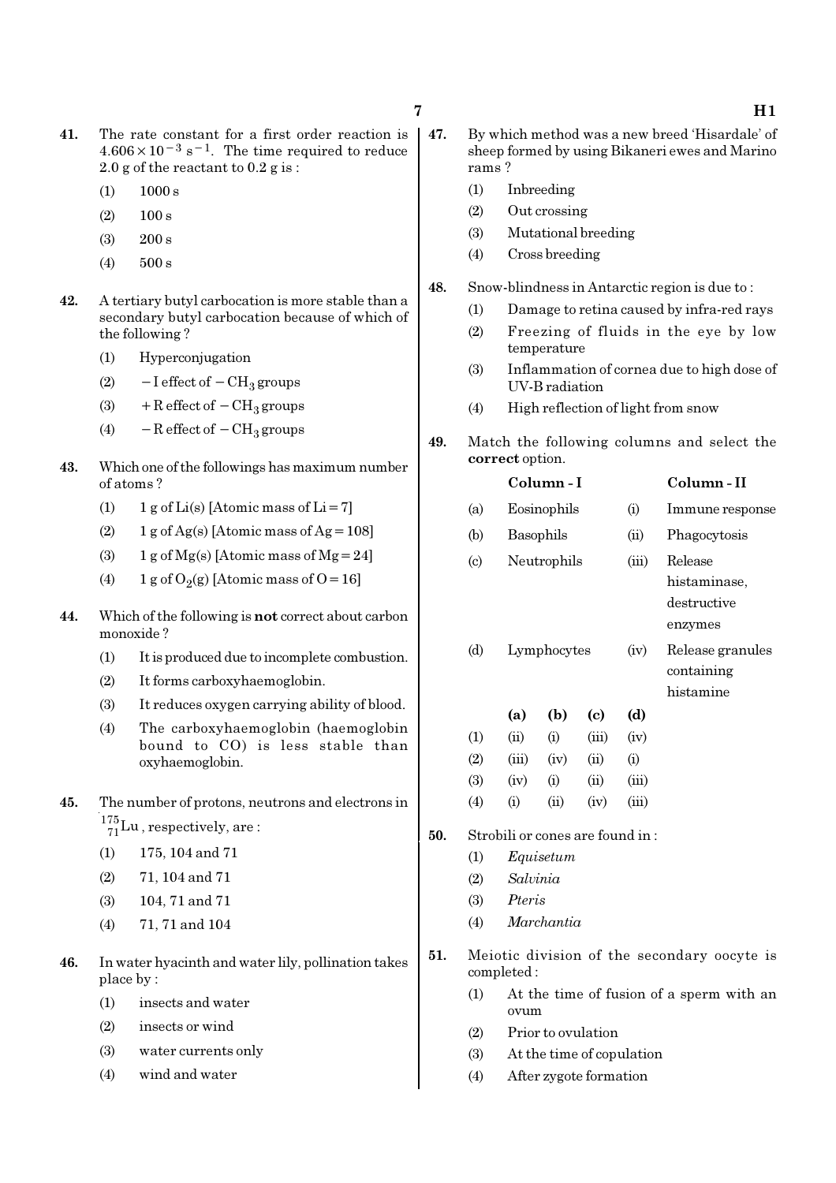**41.** The rate constant for a first order reaction is $4.606 \times 10^{-3}\ s^{-1}$. The time required to reduce 2.0 g of the reactant to 0.2 g is :

(1) 1000 s

(2) 100 s

(3) 200 s

(4) 500 s

**42.** A tertiary butyl carbocation is more stable than a secondary butyl carbocation because of which of the following ?

(1) Hyperconjugation

(2) $-I$ effect of $-CH_3$ groups

(3) $+R$ effect of $-CH_3$ groups

(4) $-R$ effect of $-CH_3$ groups

**43.** Which one of the followings has maximum number of atoms ?

(1) 1 g of Li(s) [Atomic mass of Li = 7]

(2) 1 g of Ag(s) [Atomic mass of Ag = 108]

(3) 1 g of Mg(s) [Atomic mass of Mg = 24]

(4) 1 g of $O_2$(g) [Atomic mass of O = 16]

**44.** Which of the following is **not** correct about carbon monoxide ?

(1) It is produced due to incomplete combustion.

(2) It forms carboxyhaemoglobin.

(3) It reduces oxygen carrying ability of blood.

(4) The carboxyhaemoglobin (haemoglobin bound to CO) is less stable than oxyhaemoglobin.

**45.** The number of protons, neutrons and electrons in $^{175}_{71}Lu$, respectively, are :

(1) 175, 104 and 71

(2) 71, 104 and 71

(3) 104, 71 and 71

(4) 71, 71 and 104

**46.** In water hyacinth and water lily, pollination takes place by :

(1) insects and water

(2) insects or wind

(3) water currents only

(4) wind and water

**47.** By which method was a new breed 'Hisardale' of sheep formed by using Bikaneri ewes and Marino rams ?

(1) Inbreeding

(2) Out crossing

(3) Mutational breeding

(4) Cross breeding

**48.** Snow-blindness in Antarctic region is due to :

(1) Damage to retina caused by infra-red rays

(2) Freezing of fluids in the eye by low temperature

(3) Inflammation of cornea due to high dose of UV-B radiation

(4) High reflection of light from snow

**49.** Match the following columns and select the **correct** option.

| | Column - I | | Column - II |
|---|---|---|---|
| (a) | Eosinophils | (i) | Immune response |
| (b) | Basophils | (ii) | Phagocytosis |
| (c) | Neutrophils | (iii) | Release histaminase, destructive enzymes |
| (d) | Lymphocytes | (iv) | Release granules containing histamine |

| | (a) | (b) | (c) | (d) |
|---|---|---|---|---|
| (1) | (ii) | (i) | (iii) | (iv) |
| (2) | (iii) | (iv) | (ii) | (i) |
| (3) | (iv) | (i) | (ii) | (iii) |
| (4) | (i) | (ii) | (iv) | (iii) |

**50.** Strobili or cones are found in :

(1) *Equisetum*

(2) *Salvinia*

(3) *Pteris*

(4) *Marchantia*

**51.** Meiotic division of the secondary oocyte is completed :

(1) At the time of fusion of a sperm with an ovum

(2) Prior to ovulation

(3) At the time of copulation

(4) After zygote formation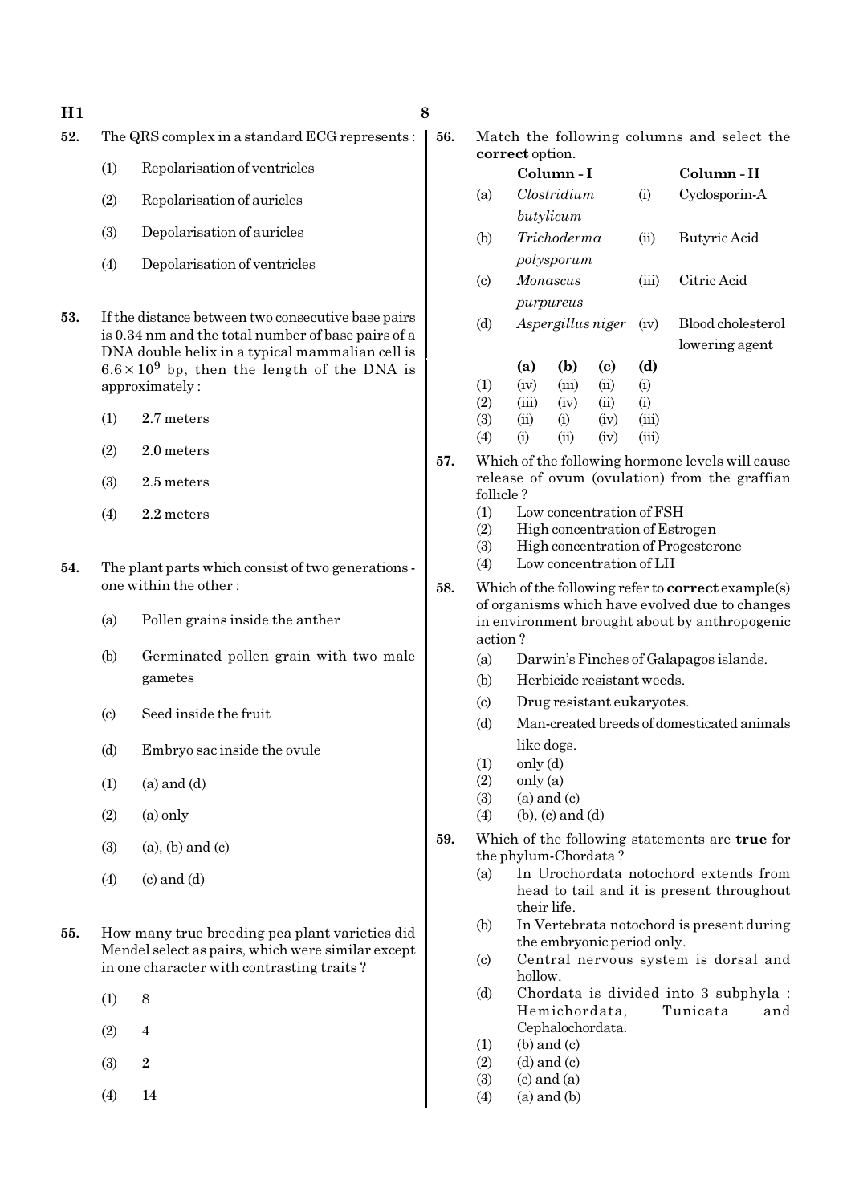52. The QRS complex in a standard ECG represents :

(1) Repolarisation of ventricles

(2) Repolarisation of auricles

(3) Depolarisation of auricles

(4) Depolarisation of ventricles

53. If the distance between two consecutive base pairs is 0.34 nm and the total number of base pairs of a DNA double helix in a typical mammalian cell is $6.6 \times 10^9$ bp, then the length of the DNA is approximately :

(1) 2.7 meters

(2) 2.0 meters

(3) 2.5 meters

(4) 2.2 meters

54. The plant parts which consist of two generations - one within the other :

(a) Pollen grains inside the anther

(b) Germinated pollen grain with two male gametes

(c) Seed inside the fruit

(d) Embryo sac inside the ovule

(1) (a) and (d)

(2) (a) only

(3) (a), (b) and (c)

(4) (c) and (d)

55. How many true breeding pea plant varieties did Mendel select as pairs, which were similar except in one character with contrasting traits ?

(1) 8

(2) 4

(3) 2

(4) 14

56. Match the following columns and select the **correct** option.

| | Column - I | | Column - II |
|---|---|---|---|
| (a) | *Clostridium butylicum* | (i) | Cyclosporin-A |
| (b) | *Trichoderma polysporum* | (ii) | Butyric Acid |
| (c) | *Monascus purpureus* | (iii) | Citric Acid |
| (d) | *Aspergillus niger* | (iv) | Blood cholesterol lowering agent |

| | (a) | (b) | (c) | (d) |
|---|---|---|---|---|
| (1) | (iv) | (iii) | (ii) | (i) |
| (2) | (iii) | (iv) | (ii) | (i) |
| (3) | (ii) | (i) | (iv) | (iii) |
| (4) | (i) | (ii) | (iv) | (iii) |

57. Which of the following hormone levels will cause release of ovum (ovulation) from the graffian follicle ?

(1) Low concentration of FSH

(2) High concentration of Estrogen

(3) High concentration of Progesterone

(4) Low concentration of LH

58. Which of the following refer to **correct** example(s) of organisms which have evolved due to changes in environment brought about by anthropogenic action ?

(a) Darwin's Finches of Galapagos islands.

(b) Herbicide resistant weeds.

(c) Drug resistant eukaryotes.

(d) Man-created breeds of domesticated animals like dogs.

(1) only (d)

(2) only (a)

(3) (a) and (c)

(4) (b), (c) and (d)

59. Which of the following statements are **true** for the phylum-Chordata ?

(a) In Urochordata notochord extends from head to tail and it is present throughout their life.

(b) In Vertebrata notochord is present during the embryonic period only.

(c) Central nervous system is dorsal and hollow.

(d) Chordata is divided into 3 subphyla : Hemichordata, Tunicata and Cephalochordata.

(1) (b) and (c)

(2) (d) and (c)

(3) (c) and (a)

(4) (a) and (b)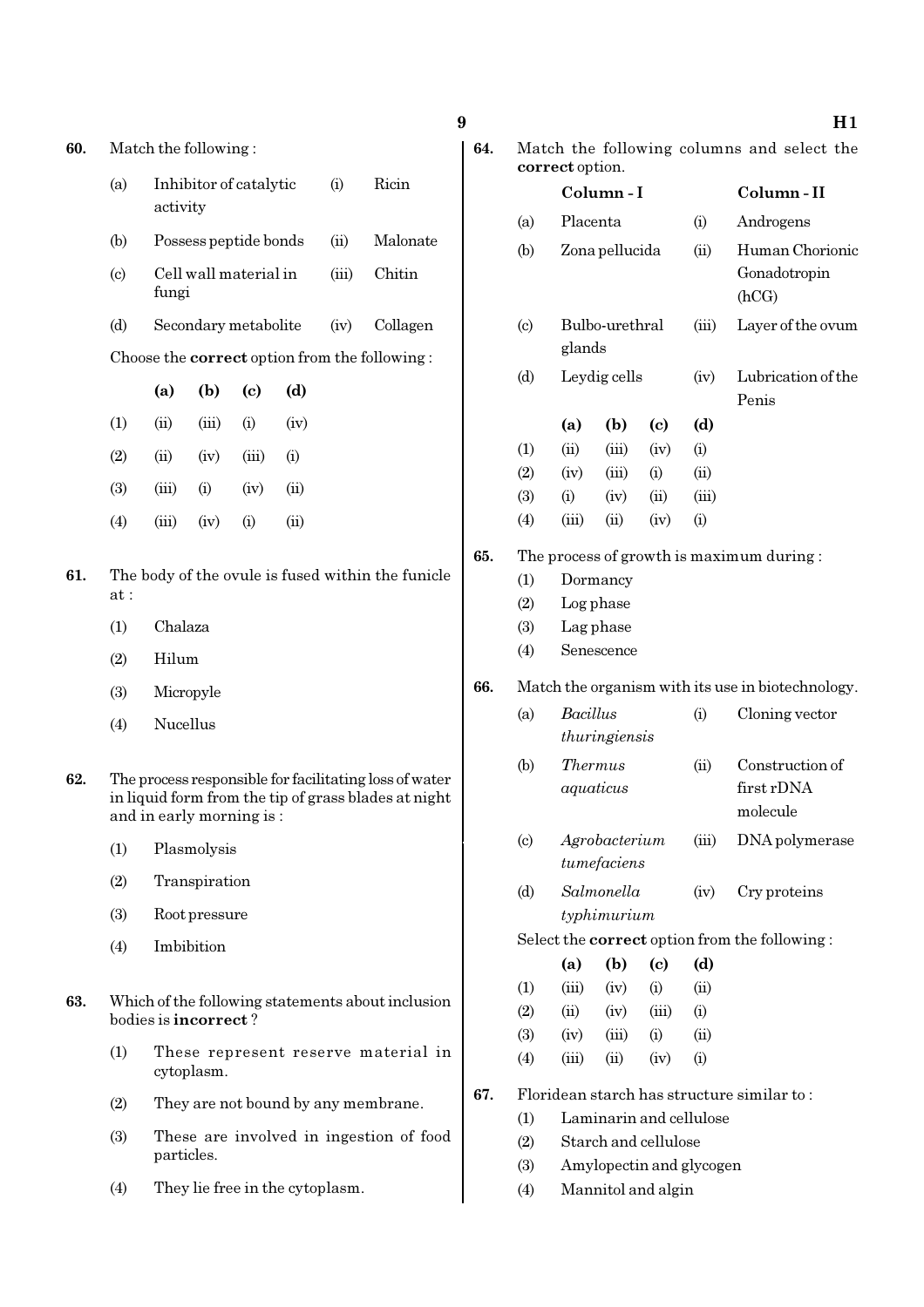**60.** Match the following :

| | | | |
|---|---|---|---|
| (a) | Inhibitor of catalytic activity | (i) | Ricin |
| (b) | Possess peptide bonds | (ii) | Malonate |
| (c) | Cell wall material in fungi | (iii) | Chitin |
| (d) | Secondary metabolite | (iv) | Collagen |

Choose the **correct** option from the following :

| | (a) | (b) | (c) | (d) |
|---|---|---|---|---|
| (1) | (ii) | (iii) | (i) | (iv) |
| (2) | (ii) | (iv) | (iii) | (i) |
| (3) | (iii) | (i) | (iv) | (ii) |
| (4) | (iii) | (iv) | (i) | (ii) |

**61.** The body of the ovule is fused within the funicle at :

(1) Chalaza

(2) Hilum

(3) Micropyle

(4) Nucellus

**62.** The process responsible for facilitating loss of water in liquid form from the tip of grass blades at night and in early morning is :

(1) Plasmolysis

(2) Transpiration

(3) Root pressure

(4) Imbibition

**63.** Which of the following statements about inclusion bodies is **incorrect** ?

(1) These represent reserve material in cytoplasm.

(2) They are not bound by any membrane.

(3) These are involved in ingestion of food particles.

(4) They lie free in the cytoplasm.

**64.** Match the following columns and select the **correct** option.

| | Column - I | | Column - II |
|---|---|---|---|
| (a) | Placenta | (i) | Androgens |
| (b) | Zona pellucida | (ii) | Human Chorionic Gonadotropin (hCG) |
| (c) | Bulbo-urethral glands | (iii) | Layer of the ovum |
| (d) | Leydig cells | (iv) | Lubrication of the Penis |

| | (a) | (b) | (c) | (d) |
|---|---|---|---|---|
| (1) | (ii) | (iii) | (iv) | (i) |
| (2) | (iv) | (iii) | (i) | (ii) |
| (3) | (i) | (iv) | (ii) | (iii) |
| (4) | (iii) | (ii) | (iv) | (i) |

**65.** The process of growth is maximum during :

(1) Dormancy

(2) Log phase

(3) Lag phase

(4) Senescence

**66.** Match the organism with its use in biotechnology.

| | | | |
|---|---|---|---|
| (a) | *Bacillus thuringiensis* | (i) | Cloning vector |
| (b) | *Thermus aquaticus* | (ii) | Construction of first rDNA molecule |
| (c) | *Agrobacterium tumefaciens* | (iii) | DNA polymerase |
| (d) | *Salmonella typhimurium* | (iv) | Cry proteins |

Select the **correct** option from the following :

| | (a) | (b) | (c) | (d) |
|---|---|---|---|---|
| (1) | (iii) | (iv) | (i) | (ii) |
| (2) | (ii) | (iv) | (iii) | (i) |
| (3) | (iv) | (iii) | (i) | (ii) |
| (4) | (iii) | (ii) | (iv) | (i) |

**67.** Floridean starch has structure similar to :

(1) Laminarin and cellulose

(2) Starch and cellulose

(3) Amylopectin and glycogen

(4) Mannitol and algin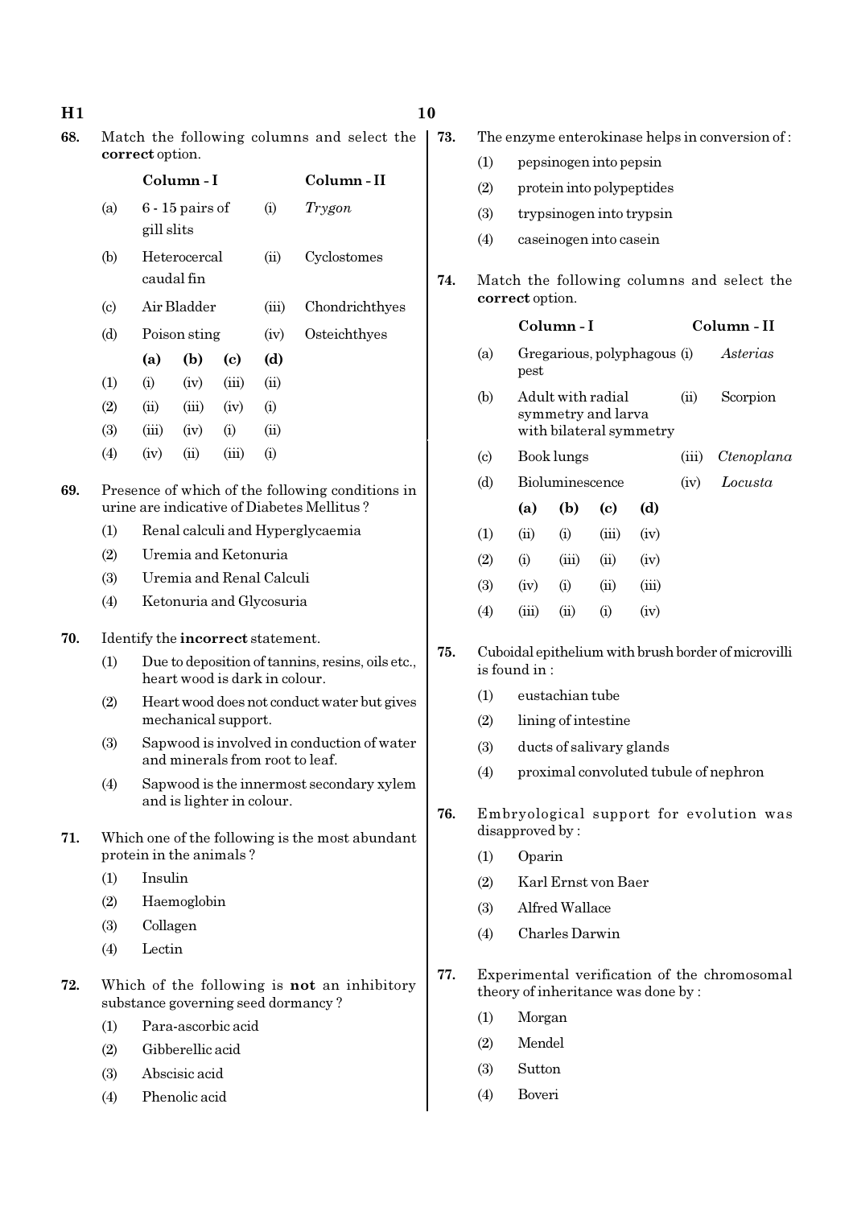68. Match the following columns and select the **correct** option.

| | Column - I | | Column - II |
|---|---|---|---|
| (a) | 6 - 15 pairs of gill slits | (i) | *Trygon* |
| (b) | Heterocercal caudal fin | (ii) | Cyclostomes |
| (c) | Air Bladder | (iii) | Chondrichthyes |
| (d) | Poison sting | (iv) | Osteichthyes |

| | (a) | (b) | (c) | (d) |
|---|---|---|---|---|
| (1) | (i) | (iv) | (iii) | (ii) |
| (2) | (ii) | (iii) | (iv) | (i) |
| (3) | (iii) | (iv) | (i) | (ii) |
| (4) | (iv) | (ii) | (iii) | (i) |

69. Presence of which of the following conditions in urine are indicative of Diabetes Mellitus ?
   (1) Renal calculi and Hyperglycaemia
   (2) Uremia and Ketonuria
   (3) Uremia and Renal Calculi
   (4) Ketonuria and Glycosuria

70. Identify the **incorrect** statement.
   (1) Due to deposition of tannins, resins, oils etc., heart wood is dark in colour.
   (2) Heart wood does not conduct water but gives mechanical support.
   (3) Sapwood is involved in conduction of water and minerals from root to leaf.
   (4) Sapwood is the innermost secondary xylem and is lighter in colour.

71. Which one of the following is the most abundant protein in the animals ?
   (1) Insulin
   (2) Haemoglobin
   (3) Collagen
   (4) Lectin

72. Which of the following is **not** an inhibitory substance governing seed dormancy ?
   (1) Para-ascorbic acid
   (2) Gibberellic acid
   (3) Abscisic acid
   (4) Phenolic acid

73. The enzyme enterokinase helps in conversion of :
   (1) pepsinogen into pepsin
   (2) protein into polypeptides
   (3) trypsinogen into trypsin
   (4) caseinogen into casein

74. Match the following columns and select the **correct** option.

| | Column - I | | Column - II |
|---|---|---|---|
| (a) | Gregarious, polyphagous pest | (i) | *Asterias* |
| (b) | Adult with radial symmetry and larva with bilateral symmetry | (ii) | Scorpion |
| (c) | Book lungs | (iii) | *Ctenoplana* |
| (d) | Bioluminescence | (iv) | *Locusta* |

| | (a) | (b) | (c) | (d) |
|---|---|---|---|---|
| (1) | (ii) | (i) | (iii) | (iv) |
| (2) | (i) | (iii) | (ii) | (iv) |
| (3) | (iv) | (i) | (ii) | (iii) |
| (4) | (iii) | (ii) | (i) | (iv) |

75. Cuboidal epithelium with brush border of microvilli is found in :
   (1) eustachian tube
   (2) lining of intestine
   (3) ducts of salivary glands
   (4) proximal convoluted tubule of nephron

76. Embryological support for evolution was disapproved by :
   (1) Oparin
   (2) Karl Ernst von Baer
   (3) Alfred Wallace
   (4) Charles Darwin

77. Experimental verification of the chromosomal theory of inheritance was done by :
   (1) Morgan
   (2) Mendel
   (3) Sutton
   (4) Boveri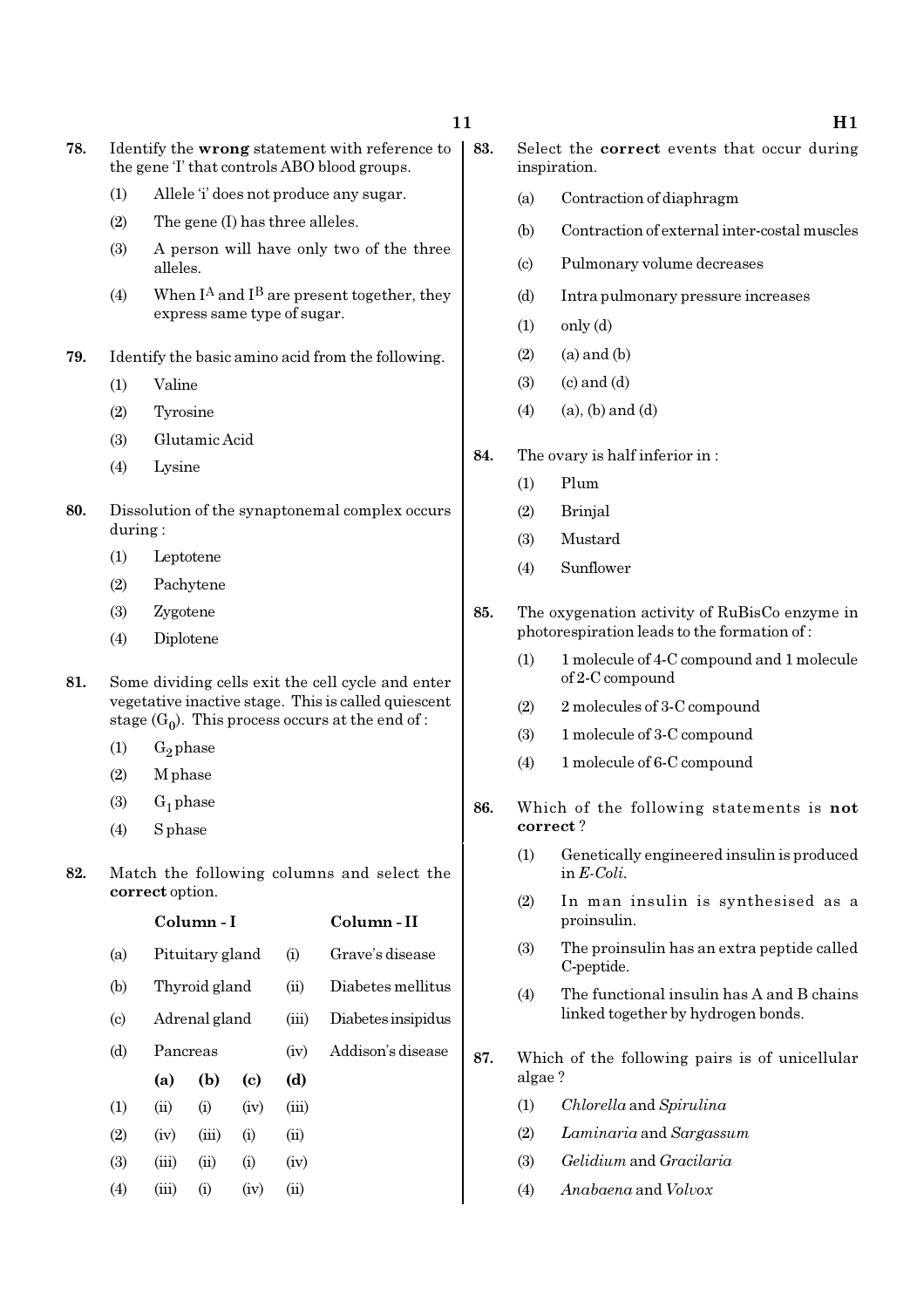**78.** Identify the **wrong** statement with reference to the gene 'I' that controls ABO blood groups.

(1) Allele 'i' does not produce any sugar.

(2) The gene (I) has three alleles.

(3) A person will have only two of the three alleles.

(4) When $I^A$ and $I^B$ are present together, they express same type of sugar.

**79.** Identify the basic amino acid from the following.

(1) Valine

(2) Tyrosine

(3) Glutamic Acid

(4) Lysine

**80.** Dissolution of the synaptonemal complex occurs during :

(1) Leptotene

(2) Pachytene

(3) Zygotene

(4) Diplotene

**81.** Some dividing cells exit the cell cycle and enter vegetative inactive stage. This is called quiescent stage ($G_0$). This process occurs at the end of :

(1) $G_2$ phase

(2) M phase

(3) $G_1$ phase

(4) S phase

**82.** Match the following columns and select the **correct** option.

| | Column - I | | Column - II |
|---|---|---|---|
| (a) | Pituitary gland | (i) | Grave's disease |
| (b) | Thyroid gland | (ii) | Diabetes mellitus |
| (c) | Adrenal gland | (iii) | Diabetes insipidus |
| (d) | Pancreas | (iv) | Addison's disease |

| | (a) | (b) | (c) | (d) |
|---|---|---|---|---|
| (1) | (ii) | (i) | (iv) | (iii) |
| (2) | (iv) | (iii) | (i) | (ii) |
| (3) | (iii) | (ii) | (i) | (iv) |
| (4) | (iii) | (i) | (iv) | (ii) |

**83.** Select the **correct** events that occur during inspiration.

(a) Contraction of diaphragm

(b) Contraction of external inter-costal muscles

(c) Pulmonary volume decreases

(d) Intra pulmonary pressure increases

(1) only (d)

(2) (a) and (b)

(3) (c) and (d)

(4) (a), (b) and (d)

**84.** The ovary is half inferior in :

(1) Plum

(2) Brinjal

(3) Mustard

(4) Sunflower

**85.** The oxygenation activity of RuBisCo enzyme in photorespiration leads to the formation of :

(1) 1 molecule of 4-C compound and 1 molecule of 2-C compound

(2) 2 molecules of 3-C compound

(3) 1 molecule of 3-C compound

(4) 1 molecule of 6-C compound

**86.** Which of the following statements is **not correct** ?

(1) Genetically engineered insulin is produced in *E-Coli.*

(2) In man insulin is synthesised as a proinsulin.

(3) The proinsulin has an extra peptide called C-peptide.

(4) The functional insulin has A and B chains linked together by hydrogen bonds.

**87.** Which of the following pairs is of unicellular algae ?

(1) *Chlorella* and *Spirulina*

(2) *Laminaria* and *Sargassum*

(3) *Gelidium* and *Gracilaria*

(4) *Anabaena* and *Volvox*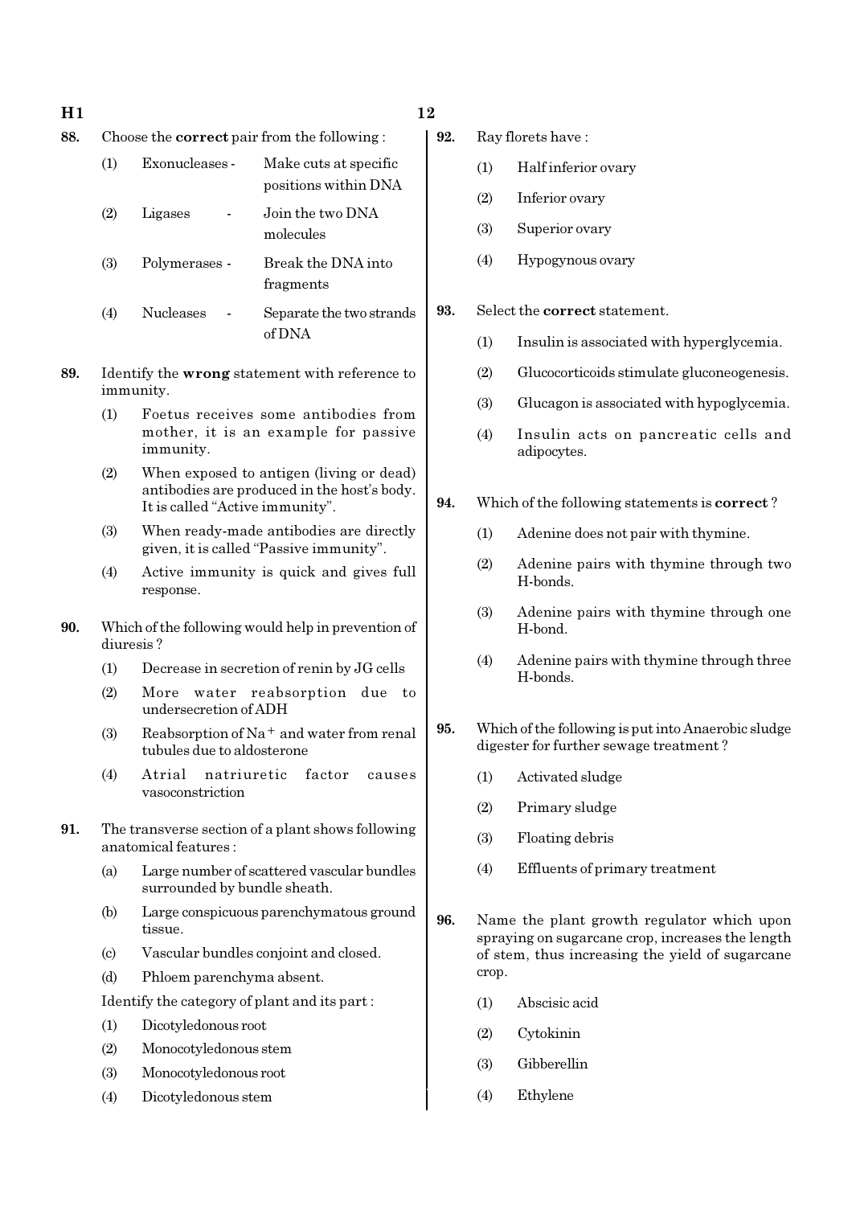88. Choose the **correct** pair from the following :

(1) Exonucleases - Make cuts at specific positions within DNA

(2) Ligases - Join the two DNA molecules

(3) Polymerases - Break the DNA into fragments

(4) Nucleases - Separate the two strands of DNA

89. Identify the **wrong** statement with reference to immunity.

(1) Foetus receives some antibodies from mother, it is an example for passive immunity.

(2) When exposed to antigen (living or dead) antibodies are produced in the host's body. It is called "Active immunity".

(3) When ready-made antibodies are directly given, it is called "Passive immunity".

(4) Active immunity is quick and gives full response.

90. Which of the following would help in prevention of diuresis ?

(1) Decrease in secretion of renin by JG cells

(2) More water reabsorption due to undersecretion of ADH

(3) Reabsorption of $Na^+$ and water from renal tubules due to aldosterone

(4) Atrial natriuretic factor causes vasoconstriction

91. The transverse section of a plant shows following anatomical features :

(a) Large number of scattered vascular bundles surrounded by bundle sheath.

(b) Large conspicuous parenchymatous ground tissue.

(c) Vascular bundles conjoint and closed.

(d) Phloem parenchyma absent.

Identify the category of plant and its part :

(1) Dicotyledonous root

(2) Monocotyledonous stem

(3) Monocotyledonous root

(4) Dicotyledonous stem

92. Ray florets have :

(1) Half inferior ovary

(2) Inferior ovary

(3) Superior ovary

(4) Hypogynous ovary

93. Select the **correct** statement.

(1) Insulin is associated with hyperglycemia.

(2) Glucocorticoids stimulate gluconeogenesis.

(3) Glucagon is associated with hypoglycemia.

(4) Insulin acts on pancreatic cells and adipocytes.

94. Which of the following statements is **correct** ?

(1) Adenine does not pair with thymine.

(2) Adenine pairs with thymine through two H-bonds.

(3) Adenine pairs with thymine through one H-bond.

(4) Adenine pairs with thymine through three H-bonds.

95. Which of the following is put into Anaerobic sludge digester for further sewage treatment ?

(1) Activated sludge

(2) Primary sludge

(3) Floating debris

(4) Effluents of primary treatment

96. Name the plant growth regulator which upon spraying on sugarcane crop, increases the length of stem, thus increasing the yield of sugarcane crop.

(1) Abscisic acid

(2) Cytokinin

(3) Gibberellin

(4) Ethylene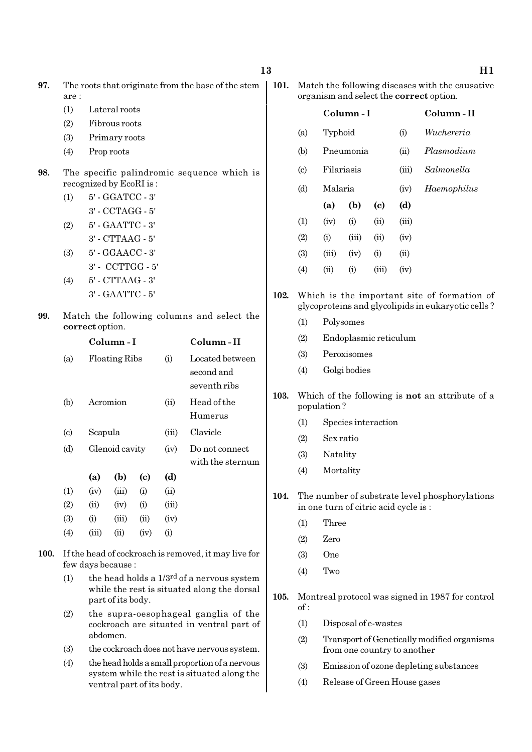**97.** The roots that originate from the base of the stem are :

(1) Lateral roots

(2) Fibrous roots

(3) Primary roots

(4) Prop roots

**98.** The specific palindromic sequence which is recognized by EcoRI is :

(1) 5' - GGATCC - 3'
3' - CCTAGG - 5'

(2) 5' - GAATTC - 3'
3' - CTTAAG - 5'

(3) 5' - GGAACC - 3'
3' - CCTTGG - 5'

(4) 5' - CTTAAG - 3'
3' - GAATTC - 5'

**99.** Match the following columns and select the **correct** option.

| | Column - I | | Column - II |
|---|---|---|---|
| (a) | Floating Ribs | (i) | Located between second and seventh ribs |
| (b) | Acromion | (ii) | Head of the Humerus |
| (c) | Scapula | (iii) | Clavicle |
| (d) | Glenoid cavity | (iv) | Do not connect with the sternum |

| | (a) | (b) | (c) | (d) |
|---|---|---|---|---|
| (1) | (iv) | (iii) | (i) | (ii) |
| (2) | (ii) | (iv) | (i) | (iii) |
| (3) | (i) | (iii) | (ii) | (iv) |
| (4) | (iii) | (ii) | (iv) | (i) |

**100.** If the head of cockroach is removed, it may live for few days because :

(1) the head holds a 1/3[rd] of a nervous system while the rest is situated along the dorsal part of its body.

(2) the supra-oesophageal ganglia of the cockroach are situated in ventral part of abdomen.

(3) the cockroach does not have nervous system.

(4) the head holds a small proportion of a nervous system while the rest is situated along the ventral part of its body.

**101.** Match the following diseases with the causative organism and select the **correct** option.

| | Column - I | | Column - II |
|---|---|---|---|
| (a) | Typhoid | (i) | *Wuchereria* |
| (b) | Pneumonia | (ii) | *Plasmodium* |
| (c) | Filariasis | (iii) | *Salmonella* |
| (d) | Malaria | (iv) | *Haemophilus* |

| | (a) | (b) | (c) | (d) |
|---|---|---|---|---|
| (1) | (iv) | (i) | (ii) | (iii) |
| (2) | (i) | (iii) | (ii) | (iv) |
| (3) | (iii) | (iv) | (i) | (ii) |
| (4) | (ii) | (i) | (iii) | (iv) |

**102.** Which is the important site of formation of glycoproteins and glycolipids in eukaryotic cells ?

(1) Polysomes

(2) Endoplasmic reticulum

(3) Peroxisomes

(4) Golgi bodies

**103.** Which of the following is **not** an attribute of a population ?

(1) Species interaction

(2) Sex ratio

(3) Natality

(4) Mortality

**104.** The number of substrate level phosphorylations in one turn of citric acid cycle is :

(1) Three

(2) Zero

(3) One

(4) Two

**105.** Montreal protocol was signed in 1987 for control of :

(1) Disposal of e-wastes

(2) Transport of Genetically modified organisms from one country to another

(3) Emission of ozone depleting substances

(4) Release of Green House gases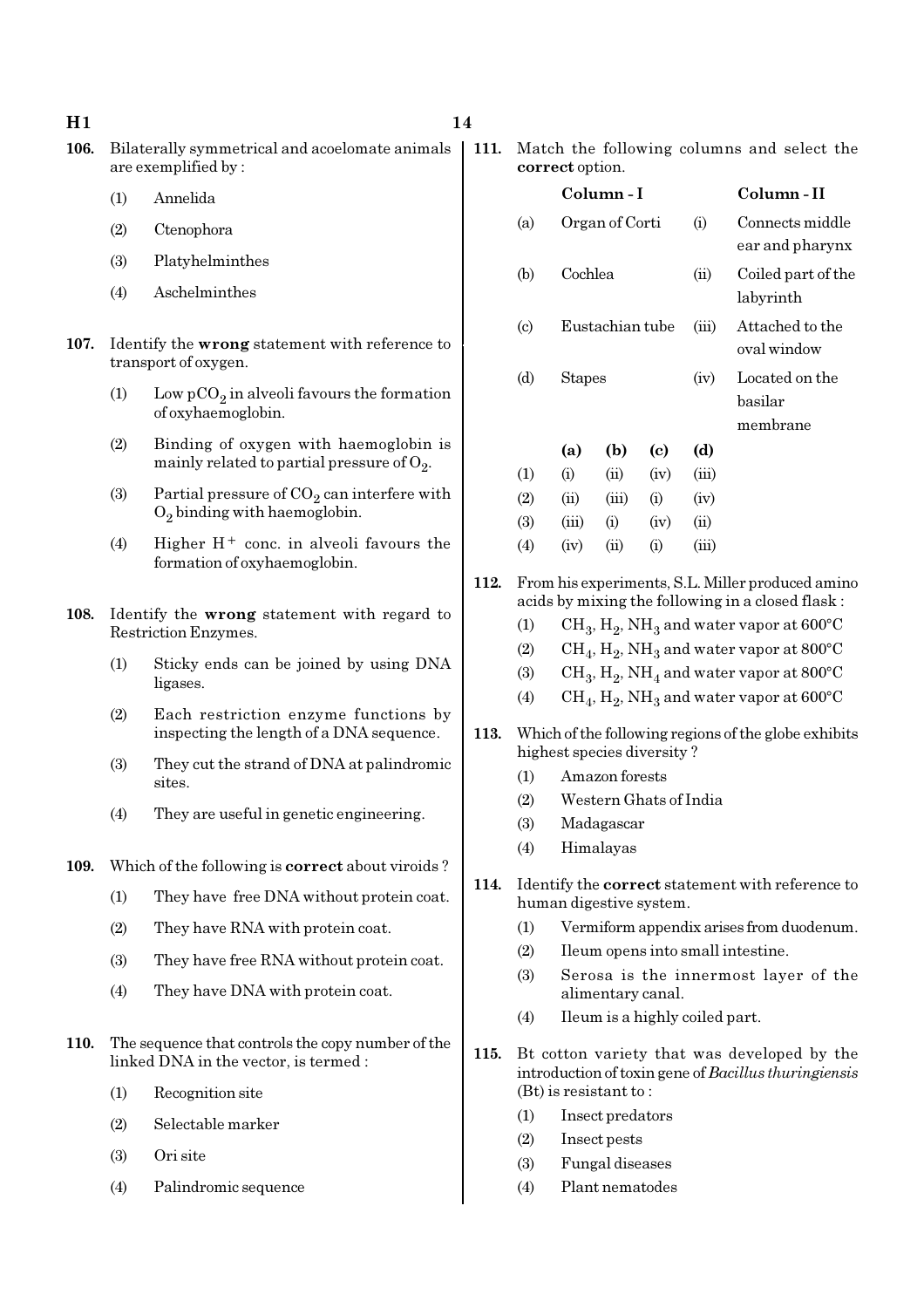106. Bilaterally symmetrical and acoelomate animals are exemplified by :

(1) Annelida

(2) Ctenophora

(3) Platyhelminthes

(4) Aschelminthes

107. Identify the **wrong** statement with reference to transport of oxygen.

(1) Low $pCO_2$ in alveoli favours the formation of oxyhaemoglobin.

(2) Binding of oxygen with haemoglobin is mainly related to partial pressure of $O_2$.

(3) Partial pressure of $CO_2$ can interfere with $O_2$ binding with haemoglobin.

(4) Higher $H^+$ conc. in alveoli favours the formation of oxyhaemoglobin.

108. Identify the **wrong** statement with regard to Restriction Enzymes.

(1) Sticky ends can be joined by using DNA ligases.

(2) Each restriction enzyme functions by inspecting the length of a DNA sequence.

(3) They cut the strand of DNA at palindromic sites.

(4) They are useful in genetic engineering.

109. Which of the following is **correct** about viroids ?

(1) They have free DNA without protein coat.

(2) They have RNA with protein coat.

(3) They have free RNA without protein coat.

(4) They have DNA with protein coat.

110. The sequence that controls the copy number of the linked DNA in the vector, is termed :

(1) Recognition site

(2) Selectable marker

(3) Ori site

(4) Palindromic sequence

111. Match the following columns and select the **correct** option.

| | Column - I | | Column - II |
|---|---|---|---|
| (a) | Organ of Corti | (i) | Connects middle ear and pharynx |
| (b) | Cochlea | (ii) | Coiled part of the labyrinth |
| (c) | Eustachian tube | (iii) | Attached to the oval window |
| (d) | Stapes | (iv) | Located on the basilar membrane |

| | (a) | (b) | (c) | (d) |
|---|---|---|---|---|
| (1) | (i) | (ii) | (iv) | (iii) |
| (2) | (ii) | (iii) | (i) | (iv) |
| (3) | (iii) | (i) | (iv) | (ii) |
| (4) | (iv) | (ii) | (i) | (iii) |

112. From his experiments, S.L. Miller produced amino acids by mixing the following in a closed flask :

(1) $CH_3$, $H_2$, $NH_3$ and water vapor at 600°C

(2) $CH_4$, $H_2$, $NH_3$ and water vapor at 800°C

(3) $CH_3$, $H_2$, $NH_4$ and water vapor at 800°C

(4) $CH_4$, $H_2$, $NH_3$ and water vapor at 600°C

113. Which of the following regions of the globe exhibits highest species diversity ?

(1) Amazon forests

(2) Western Ghats of India

(3) Madagascar

(4) Himalayas

114. Identify the **correct** statement with reference to human digestive system.

(1) Vermiform appendix arises from duodenum.

(2) Ileum opens into small intestine.

(3) Serosa is the innermost layer of the alimentary canal.

(4) Ileum is a highly coiled part.

115. Bt cotton variety that was developed by the introduction of toxin gene of *Bacillus thuringiensis* (Bt) is resistant to :

(1) Insect predators

(2) Insect pests

(3) Fungal diseases

(4) Plant nematodes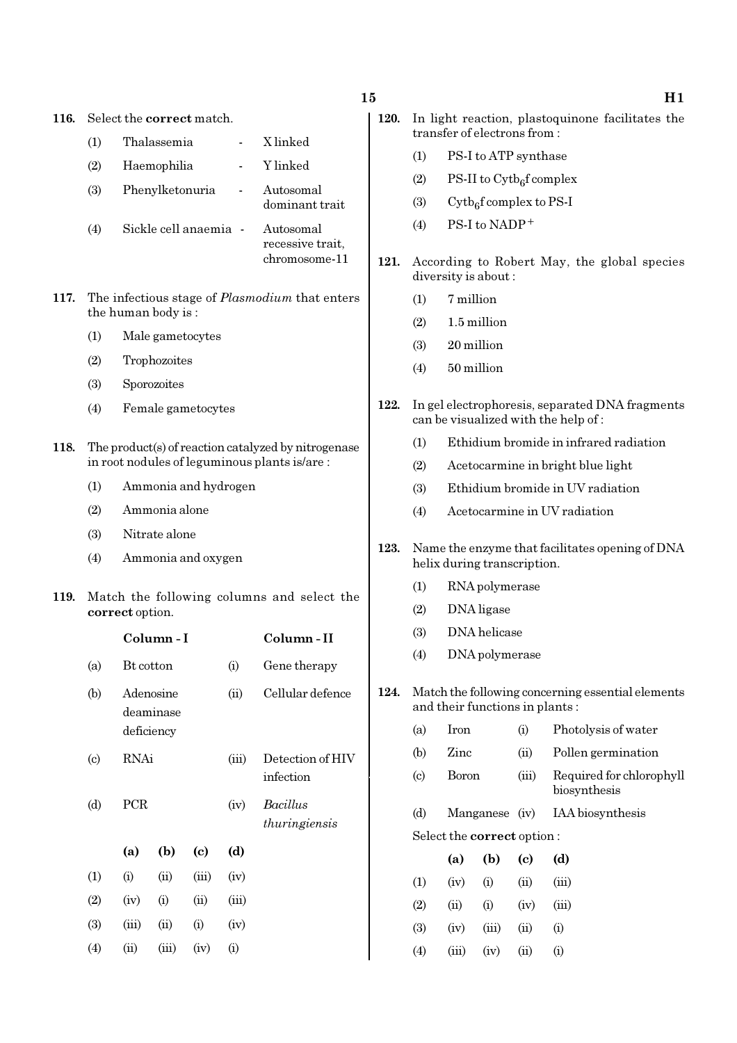116. Select the **correct** match.

(1) Thalassemia - X linked

(2) Haemophilia - Y linked

(3) Phenylketonuria - Autosomal dominant trait

(4) Sickle cell anaemia - Autosomal recessive trait, chromosome-11

117. The infectious stage of *Plasmodium* that enters the human body is :

(1) Male gametocytes

(2) Trophozoites

(3) Sporozoites

(4) Female gametocytes

118. The product(s) of reaction catalyzed by nitrogenase in root nodules of leguminous plants is/are :

(1) Ammonia and hydrogen

(2) Ammonia alone

(3) Nitrate alone

(4) Ammonia and oxygen

119. Match the following columns and select the **correct** option.

| | Column - I | | Column - II |
|---|---|---|---|
| (a) | Bt cotton | (i) | Gene therapy |
| (b) | Adenosine deaminase deficiency | (ii) | Cellular defence |
| (c) | RNAi | (iii) | Detection of HIV infection |
| (d) | PCR | (iv) | *Bacillus thuringiensis* |

| | (a) | (b) | (c) | (d) |
|---|---|---|---|---|
| (1) | (i) | (ii) | (iii) | (iv) |
| (2) | (iv) | (i) | (ii) | (iii) |
| (3) | (iii) | (ii) | (i) | (iv) |
| (4) | (ii) | (iii) | (iv) | (i) |

120. In light reaction, plastoquinone facilitates the transfer of electrons from :

(1) PS-I to ATP synthase

(2) PS-II to $Cytb_6f$ complex

(3) $Cytb_6f$ complex to PS-I

(4) PS-I to $NADP^+$

121. According to Robert May, the global species diversity is about :

(1) 7 million

(2) 1.5 million

(3) 20 million

(4) 50 million

122. In gel electrophoresis, separated DNA fragments can be visualized with the help of :

(1) Ethidium bromide in infrared radiation

(2) Acetocarmine in bright blue light

(3) Ethidium bromide in UV radiation

(4) Acetocarmine in UV radiation

123. Name the enzyme that facilitates opening of DNA helix during transcription.

(1) RNA polymerase

(2) DNA ligase

(3) DNA helicase

(4) DNA polymerase

124. Match the following concerning essential elements and their functions in plants :

| | | | |
|---|---|---|---|
| (a) | Iron | (i) | Photolysis of water |
| (b) | Zinc | (ii) | Pollen germination |
| (c) | Boron | (iii) | Required for chlorophyll biosynthesis |
| (d) | Manganese | (iv) | IAA biosynthesis |

Select the **correct** option :

| | (a) | (b) | (c) | (d) |
|---|---|---|---|---|
| (1) | (iv) | (i) | (ii) | (iii) |
| (2) | (ii) | (i) | (iv) | (iii) |
| (3) | (iv) | (iii) | (ii) | (i) |
| (4) | (iii) | (iv) | (ii) | (i) |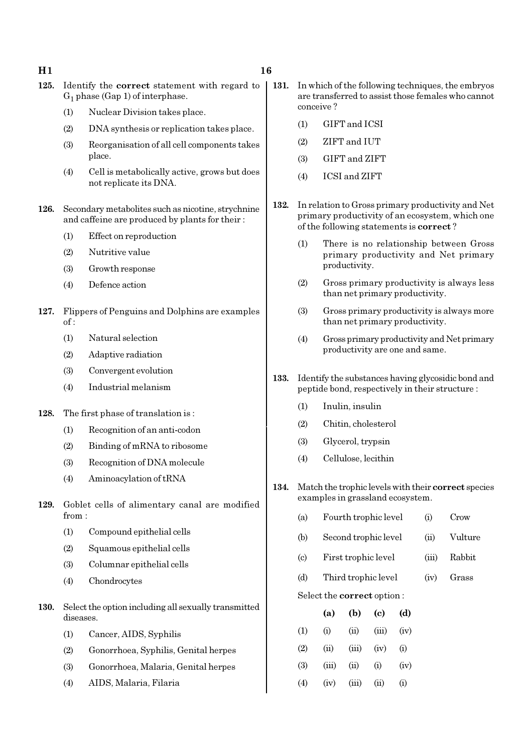**125.** Identify the **correct** statement with regard to $G_1$ phase (Gap 1) of interphase.

(1) Nuclear Division takes place.

(2) DNA synthesis or replication takes place.

(3) Reorganisation of all cell components takes place.

(4) Cell is metabolically active, grows but does not replicate its DNA.

**126.** Secondary metabolites such as nicotine, strychnine and caffeine are produced by plants for their :

(1) Effect on reproduction

(2) Nutritive value

(3) Growth response

(4) Defence action

**127.** Flippers of Penguins and Dolphins are examples of :

(1) Natural selection

(2) Adaptive radiation

(3) Convergent evolution

(4) Industrial melanism

**128.** The first phase of translation is :

(1) Recognition of an anti-codon

(2) Binding of mRNA to ribosome

(3) Recognition of DNA molecule

(4) Aminoacylation of tRNA

**129.** Goblet cells of alimentary canal are modified from :

(1) Compound epithelial cells

(2) Squamous epithelial cells

(3) Columnar epithelial cells

(4) Chondrocytes

**130.** Select the option including all sexually transmitted diseases.

(1) Cancer, AIDS, Syphilis

(2) Gonorrhoea, Syphilis, Genital herpes

(3) Gonorrhoea, Malaria, Genital herpes

(4) AIDS, Malaria, Filaria

**131.** In which of the following techniques, the embryos are transferred to assist those females who cannot conceive ?

(1) GIFT and ICSI

(2) ZIFT and IUT

(3) GIFT and ZIFT

(4) ICSI and ZIFT

**132.** In relation to Gross primary productivity and Net primary productivity of an ecosystem, which one of the following statements is **correct** ?

(1) There is no relationship between Gross primary productivity and Net primary productivity.

(2) Gross primary productivity is always less than net primary productivity.

(3) Gross primary productivity is always more than net primary productivity.

(4) Gross primary productivity and Net primary productivity are one and same.

**133.** Identify the substances having glycosidic bond and peptide bond, respectively in their structure :

(1) Inulin, insulin

(2) Chitin, cholesterol

(3) Glycerol, trypsin

(4) Cellulose, lecithin

**134.** Match the trophic levels with their **correct** species examples in grassland ecosystem.

| | | | |
|---|---|---|---|
| (a) | Fourth trophic level | (i) | Crow |
| (b) | Second trophic level | (ii) | Vulture |
| (c) | First trophic level | (iii) | Rabbit |
| (d) | Third trophic level | (iv) | Grass |

Select the **correct** option :

| | (a) | (b) | (c) | (d) |
|---|---|---|---|---|
| (1) | (i) | (ii) | (iii) | (iv) |
| (2) | (ii) | (iii) | (iv) | (i) |
| (3) | (iii) | (ii) | (i) | (iv) |
| (4) | (iv) | (iii) | (ii) | (i) |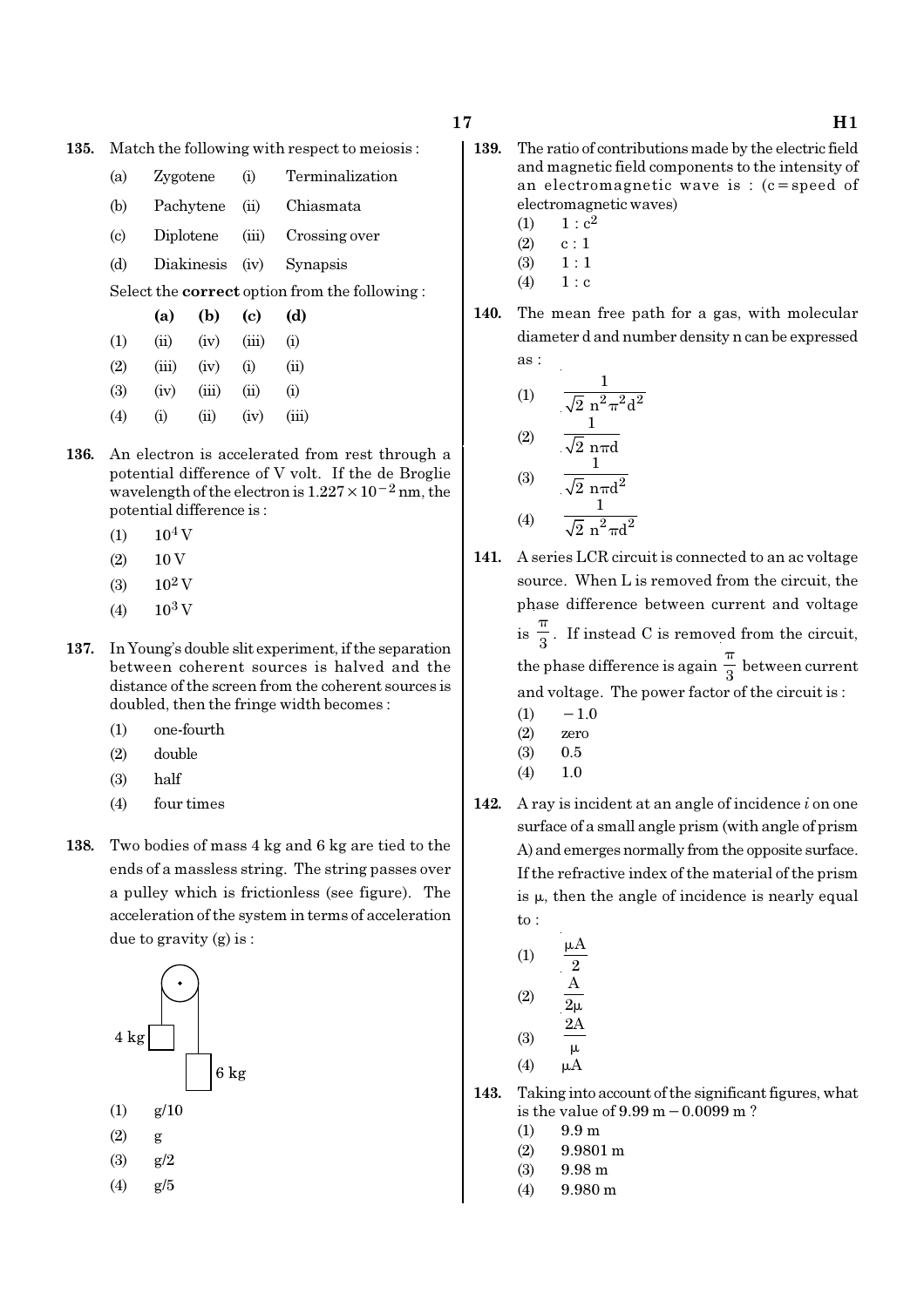**135.** Match the following with respect to meiosis :

| | | | |
|---|---|---|---|
| (a) | Zygotene | (i) | Terminalization |
| (b) | Pachytene | (ii) | Chiasmata |
| (c) | Diplotene | (iii) | Crossing over |
| (d) | Diakinesis | (iv) | Synapsis |

Select the **correct** option from the following :

| | **(a)** | **(b)** | **(c)** | **(d)** |
|---|---|---|---|---|
| (1) | (ii) | (iv) | (iii) | (i) |
| (2) | (iii) | (iv) | (i) | (ii) |
| (3) | (iv) | (iii) | (ii) | (i) |
| (4) | (i) | (ii) | (iv) | (iii) |

**136.** An electron is accelerated from rest through a potential difference of V volt. If the de Broglie wavelength of the electron is $1.227 \times 10^{-2}$ nm, the potential difference is :

(1) $10^4$ V

(2) 10 V

(3) $10^2$ V

(4) $10^3$ V

**137.** In Young's double slit experiment, if the separation between coherent sources is halved and the distance of the screen from the coherent sources is doubled, then the fringe width becomes :

(1) one-fourth

(2) double

(3) half

(4) four times

**138.** Two bodies of mass 4 kg and 6 kg are tied to the ends of a massless string. The string passes over a pulley which is frictionless (see figure). The acceleration of the system in terms of acceleration due to gravity (g) is :

(1) g/10

(2) g

(3) g/2

(4) g/5

**139.** The ratio of contributions made by the electric field and magnetic field components to the intensity of an electromagnetic wave is : (c = speed of electromagnetic waves)

(1) $1 : c^2$

(2) $c : 1$

(3) $1 : 1$

(4) $1 : c$

**140.** The mean free path for a gas, with molecular diameter d and number density n can be expressed as :

(1) $\dfrac{1}{\sqrt{2}\, n^2 \pi^2 d^2}$

(2) $\dfrac{1}{\sqrt{2}\, n \pi d}$

(3) $\dfrac{1}{\sqrt{2}\, n \pi d^2}$

(4) $\dfrac{1}{\sqrt{2}\, n^2 \pi d^2}$

**141.** A series LCR circuit is connected to an ac voltage source. When L is removed from the circuit, the phase difference between current and voltage is $\frac{\pi}{3}$. If instead C is removed from the circuit, the phase difference is again $\frac{\pi}{3}$ between current and voltage. The power factor of the circuit is :

(1) $-1.0$

(2) zero

(3) 0.5

(4) 1.0

**142.** A ray is incident at an angle of incidence *i* on one surface of a small angle prism (with angle of prism A) and emerges normally from the opposite surface. If the refractive index of the material of the prism is $\mu$, then the angle of incidence is nearly equal to :

(1) $\dfrac{\mu A}{2}$

(2) $\dfrac{A}{2\mu}$

(3) $\dfrac{2A}{\mu}$

(4) $\mu A$

**143.** Taking into account of the significant figures, what is the value of $9.99 \text{ m} - 0.0099 \text{ m}$ ?

(1) 9.9 m

(2) 9.9801 m

(3) 9.98 m

(4) 9.980 m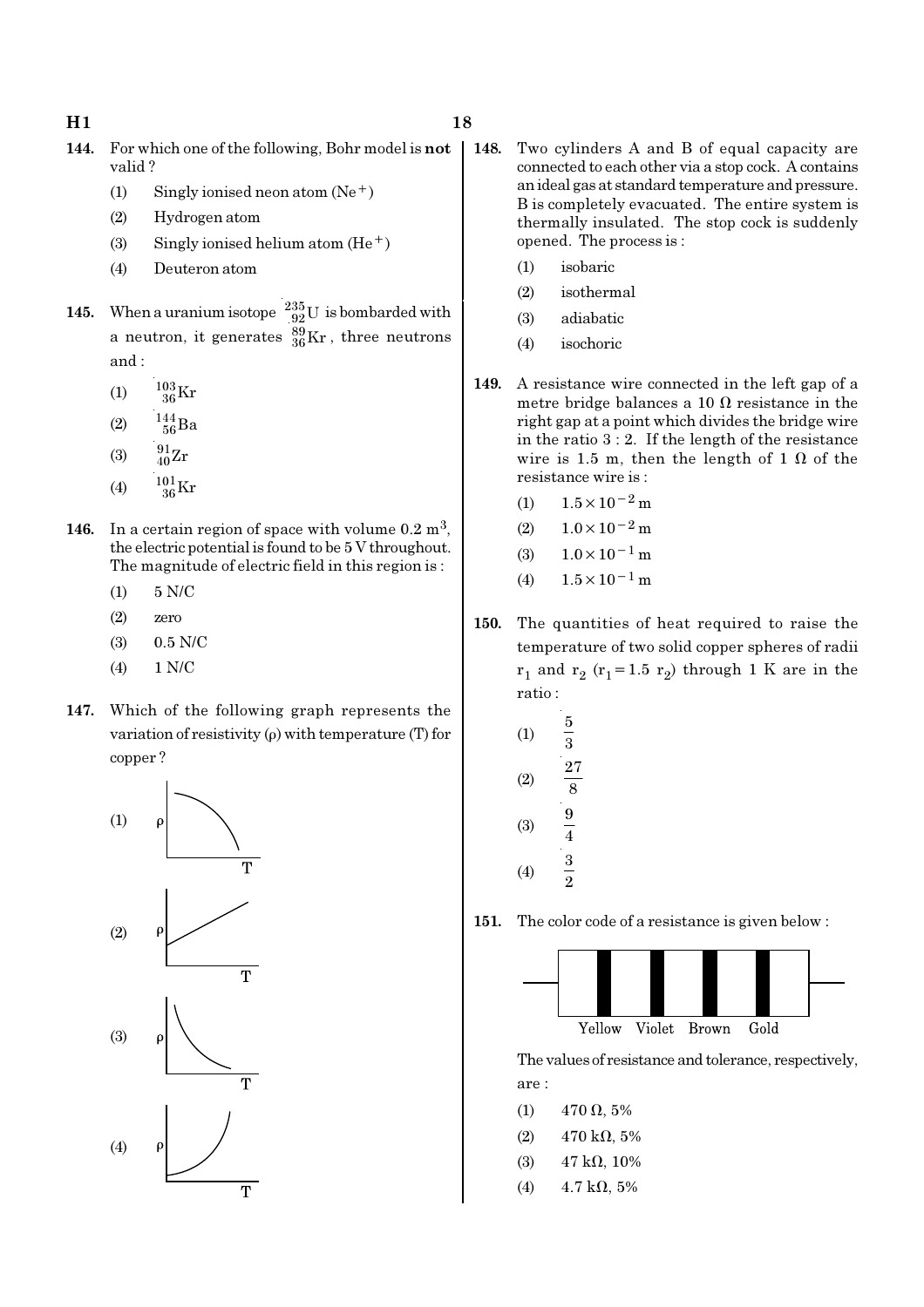**144.** For which one of the following, Bohr model is **not** valid ?

(1) Singly ionised neon atom ($Ne^+$)

(2) Hydrogen atom

(3) Singly ionised helium atom ($He^+$)

(4) Deuteron atom

**145.** When a uranium isotope $^{235}_{92}U$ is bombarded with a neutron, it generates $^{89}_{36}Kr$, three neutrons and :

(1) $^{103}_{36}Kr$

(2) $^{144}_{56}Ba$

(3) $^{91}_{40}Zr$

(4) $^{101}_{36}Kr$

**146.** In a certain region of space with volume $0.2\ m^3$, the electric potential is found to be 5 V throughout. The magnitude of electric field in this region is :

(1) 5 N/C

(2) zero

(3) 0.5 N/C

(4) 1 N/C

**147.** Which of the following graph represents the variation of resistivity ($\rho$) with temperature (T) for copper ?

(1) [Graph of $\rho$ vs T: concave-down curve decreasing from high to zero]

(2) [Graph of $\rho$ vs T: straight line increasing, with positive intercept]

(3) [Graph of $\rho$ vs T: curve decreasing, concave-up]

(4) [Graph of $\rho$ vs T: curve increasing, concave-up, with positive intercept]

**148.** Two cylinders A and B of equal capacity are connected to each other via a stop cock. A contains an ideal gas at standard temperature and pressure. B is completely evacuated. The entire system is thermally insulated. The stop cock is suddenly opened. The process is :

(1) isobaric

(2) isothermal

(3) adiabatic

(4) isochoric

**149.** A resistance wire connected in the left gap of a metre bridge balances a 10 Ω resistance in the right gap at a point which divides the bridge wire in the ratio 3 : 2. If the length of the resistance wire is 1.5 m, then the length of 1 Ω of the resistance wire is :

(1) $1.5 \times 10^{-2}$ m

(2) $1.0 \times 10^{-2}$ m

(3) $1.0 \times 10^{-1}$ m

(4) $1.5 \times 10^{-1}$ m

**150.** The quantities of heat required to raise the temperature of two solid copper spheres of radii $r_1$ and $r_2$ ($r_1 = 1.5\ r_2$) through 1 K are in the ratio :

(1) $\frac{5}{3}$

(2) $\frac{27}{8}$

(3) $\frac{9}{4}$

(4) $\frac{3}{2}$

**151.** The color code of a resistance is given below :

[Resistor with bands: Yellow, Violet, Brown, Gold]

The values of resistance and tolerance, respectively, are :

(1) 470 Ω, 5%

(2) 470 kΩ, 5%

(3) 47 kΩ, 10%

(4) 4.7 kΩ, 5%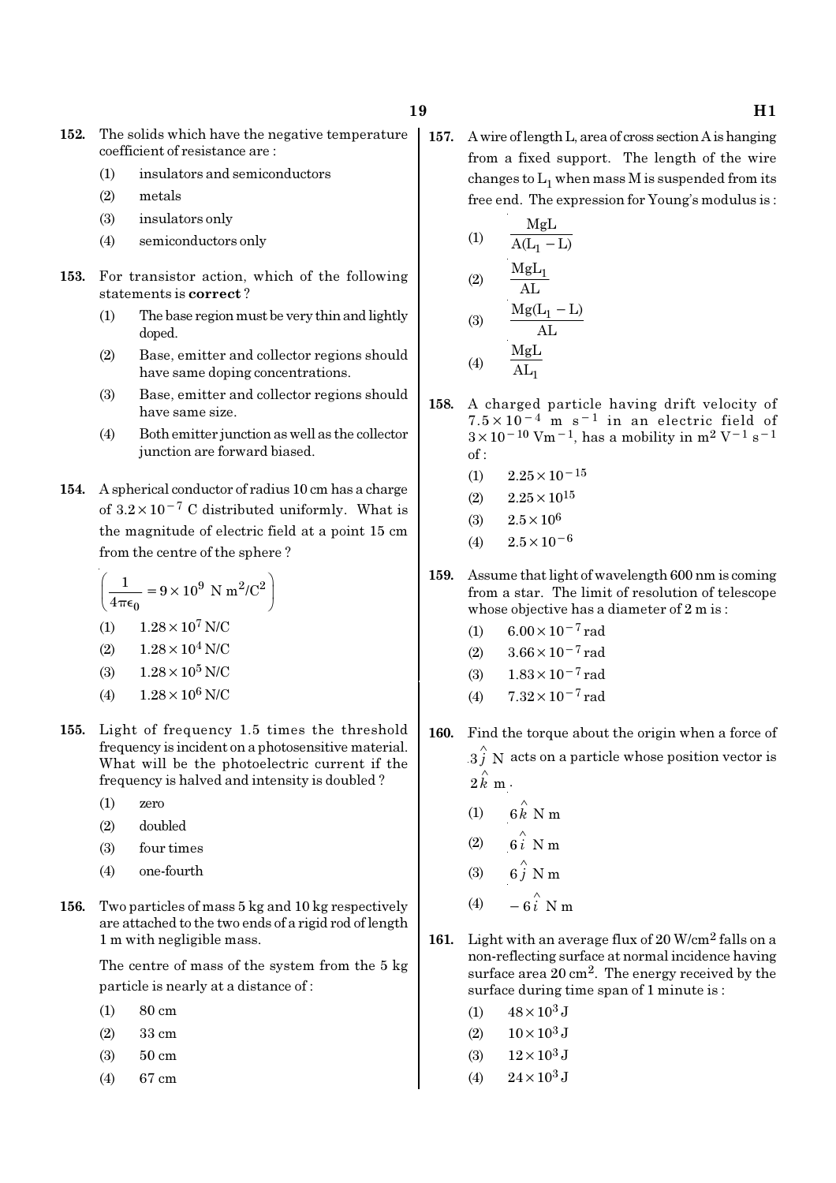**152.** The solids which have the negative temperature coefficient of resistance are :

(1) insulators and semiconductors

(2) metals

(3) insulators only

(4) semiconductors only

**153.** For transistor action, which of the following statements is **correct** ?

(1) The base region must be very thin and lightly doped.

(2) Base, emitter and collector regions should have same doping concentrations.

(3) Base, emitter and collector regions should have same size.

(4) Both emitter junction as well as the collector junction are forward biased.

**154.** A spherical conductor of radius 10 cm has a charge of $3.2 \times 10^{-7}$ C distributed uniformly. What is the magnitude of electric field at a point 15 cm from the centre of the sphere ?

$$\left(\frac{1}{4\pi\epsilon_0} = 9 \times 10^9 \text{ N m}^2/\text{C}^2\right)$$

(1) $1.28 \times 10^7$ N/C

(2) $1.28 \times 10^4$ N/C

(3) $1.28 \times 10^5$ N/C

(4) $1.28 \times 10^6$ N/C

**155.** Light of frequency 1.5 times the threshold frequency is incident on a photosensitive material. What will be the photoelectric current if the frequency is halved and intensity is doubled ?

(1) zero

(2) doubled

(3) four times

(4) one-fourth

**156.** Two particles of mass 5 kg and 10 kg respectively are attached to the two ends of a rigid rod of length 1 m with negligible mass.

The centre of mass of the system from the 5 kg particle is nearly at a distance of :

(1) 80 cm

(2) 33 cm

(3) 50 cm

(4) 67 cm

**157.** A wire of length L, area of cross section A is hanging from a fixed support. The length of the wire changes to $L_1$ when mass M is suspended from its free end. The expression for Young's modulus is :

(1) $\dfrac{MgL}{A(L_1 - L)}$

(2) $\dfrac{MgL_1}{AL}$

(3) $\dfrac{Mg(L_1 - L)}{AL}$

(4) $\dfrac{MgL}{AL_1}$

**158.** A charged particle having drift velocity of $7.5 \times 10^{-4}$ m s$^{-1}$ in an electric field of $3 \times 10^{-10}$ Vm$^{-1}$, has a mobility in m$^2$ V$^{-1}$ s$^{-1}$ of :

(1) $2.25 \times 10^{-15}$

(2) $2.25 \times 10^{15}$

(3) $2.5 \times 10^{6}$

(4) $2.5 \times 10^{-6}$

**159.** Assume that light of wavelength 600 nm is coming from a star. The limit of resolution of telescope whose objective has a diameter of 2 m is :

(1) $6.00 \times 10^{-7}$ rad

(2) $3.66 \times 10^{-7}$ rad

(3) $1.83 \times 10^{-7}$ rad

(4) $7.32 \times 10^{-7}$ rad

**160.** Find the torque about the origin when a force of $3\hat{j}$ N acts on a particle whose position vector is $2\hat{k}$ m.

(1) $6\hat{k}$ N m

(2) $6\hat{i}$ N m

(3) $6\hat{j}$ N m

(4) $-6\hat{i}$ N m

**161.** Light with an average flux of 20 W/cm$^2$ falls on a non-reflecting surface at normal incidence having surface area 20 cm$^2$. The energy received by the surface during time span of 1 minute is :

(1) $48 \times 10^3$ J

(2) $10 \times 10^3$ J

(3) $12 \times 10^3$ J

(4) $24 \times 10^3$ J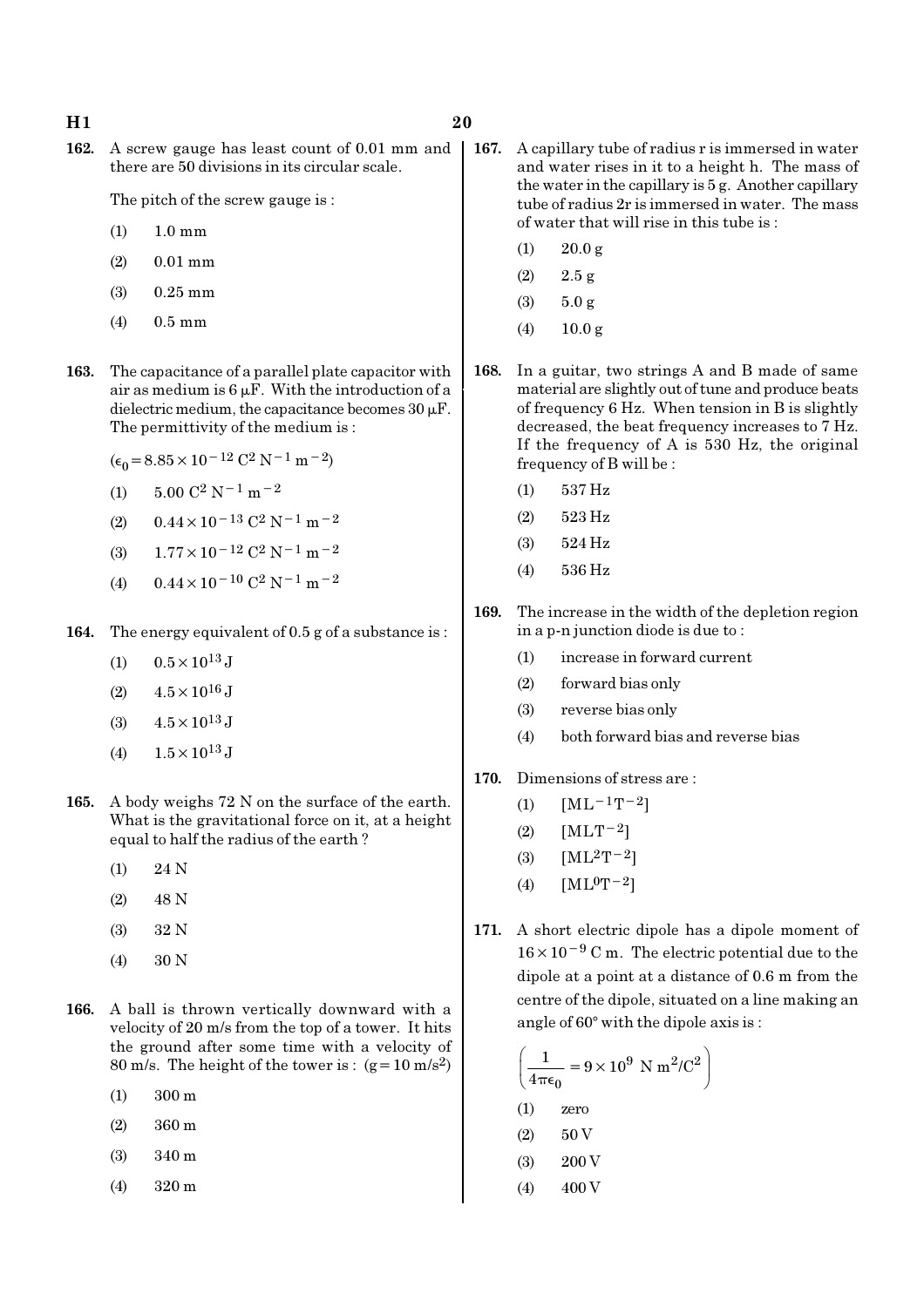162. A screw gauge has least count of 0.01 mm and there are 50 divisions in its circular scale.

The pitch of the screw gauge is :

(1) 1.0 mm

(2) 0.01 mm

(3) 0.25 mm

(4) 0.5 mm

163. The capacitance of a parallel plate capacitor with air as medium is 6 $\mu$F. With the introduction of a dielectric medium, the capacitance becomes 30 $\mu$F. The permittivity of the medium is :

($\epsilon_0 = 8.85 \times 10^{-12}$ $C^2 N^{-1} m^{-2}$)

(1) $5.00$ $C^2 N^{-1} m^{-2}$

(2) $0.44 \times 10^{-13}$ $C^2 N^{-1} m^{-2}$

(3) $1.77 \times 10^{-12}$ $C^2 N^{-1} m^{-2}$

(4) $0.44 \times 10^{-10}$ $C^2 N^{-1} m^{-2}$

164. The energy equivalent of 0.5 g of a substance is :

(1) $0.5 \times 10^{13}$ J

(2) $4.5 \times 10^{16}$ J

(3) $4.5 \times 10^{13}$ J

(4) $1.5 \times 10^{13}$ J

165. A body weighs 72 N on the surface of the earth. What is the gravitational force on it, at a height equal to half the radius of the earth ?

(1) 24 N

(2) 48 N

(3) 32 N

(4) 30 N

166. A ball is thrown vertically downward with a velocity of 20 m/s from the top of a tower. It hits the ground after some time with a velocity of 80 m/s. The height of the tower is : ($g = 10$ m/s$^2$)

(1) 300 m

(2) 360 m

(3) 340 m

(4) 320 m

167. A capillary tube of radius r is immersed in water and water rises in it to a height h. The mass of the water in the capillary is 5 g. Another capillary tube of radius 2r is immersed in water. The mass of water that will rise in this tube is :

(1) 20.0 g

(2) 2.5 g

(3) 5.0 g

(4) 10.0 g

168. In a guitar, two strings A and B made of same material are slightly out of tune and produce beats of frequency 6 Hz. When tension in B is slightly decreased, the beat frequency increases to 7 Hz. If the frequency of A is 530 Hz, the original frequency of B will be :

(1) 537 Hz

(2) 523 Hz

(3) 524 Hz

(4) 536 Hz

169. The increase in the width of the depletion region in a p-n junction diode is due to :

(1) increase in forward current

(2) forward bias only

(3) reverse bias only

(4) both forward bias and reverse bias

170. Dimensions of stress are :

(1) $[ML^{-1}T^{-2}]$

(2) $[MLT^{-2}]$

(3) $[ML^2T^{-2}]$

(4) $[ML^0T^{-2}]$

171. A short electric dipole has a dipole moment of $16 \times 10^{-9}$ C m. The electric potential due to the dipole at a point at a distance of 0.6 m from the centre of the dipole, situated on a line making an angle of 60° with the dipole axis is :

$\left(\frac{1}{4\pi\epsilon_0} = 9 \times 10^9 \text{ N m}^2/\text{C}^2\right)$

(1) zero

(2) 50 V

(3) 200 V

(4) 400 V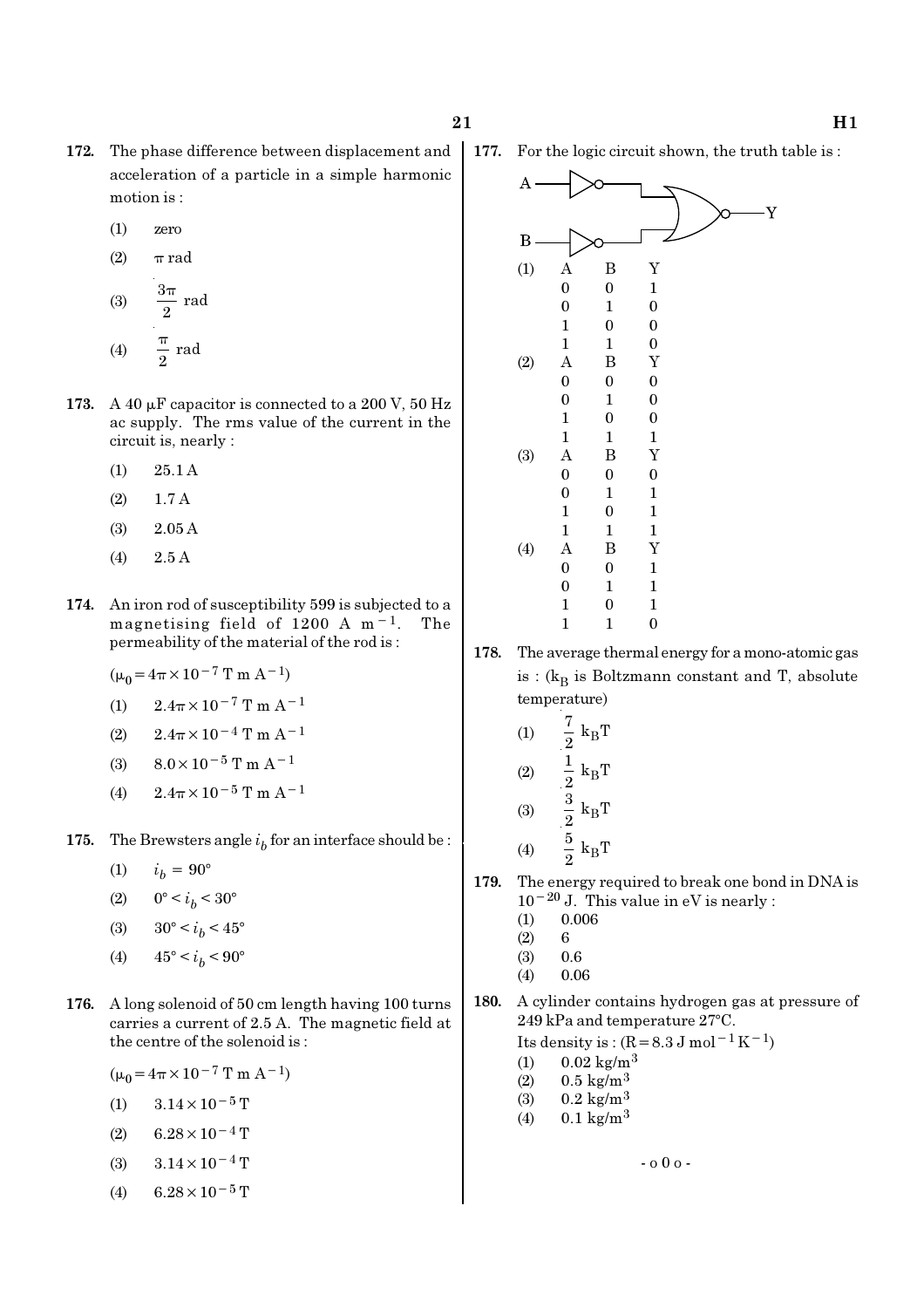**172.** The phase difference between displacement and acceleration of a particle in a simple harmonic motion is :

(1) zero

(2) $\pi$ rad

(3) $\frac{3\pi}{2}$ rad

(4) $\frac{\pi}{2}$ rad

**173.** A 40 $\mu$F capacitor is connected to a 200 V, 50 Hz ac supply. The rms value of the current in the circuit is, nearly :

(1) 25.1 A

(2) 1.7 A

(3) 2.05 A

(4) 2.5 A

**174.** An iron rod of susceptibility 599 is subjected to a magnetising field of 1200 A $m^{-1}$. The permeability of the material of the rod is :

($\mu_0 = 4\pi \times 10^{-7}$ T m $A^{-1}$)

(1) $2.4\pi \times 10^{-7}$ T m $A^{-1}$

(2) $2.4\pi \times 10^{-4}$ T m $A^{-1}$

(3) $8.0 \times 10^{-5}$ T m $A^{-1}$

(4) $2.4\pi \times 10^{-5}$ T m $A^{-1}$

**175.** The Brewsters angle $i_b$ for an interface should be :

(1) $i_b = 90°$

(2) $0° < i_b < 30°$

(3) $30° < i_b < 45°$

(4) $45° < i_b < 90°$

**176.** A long solenoid of 50 cm length having 100 turns carries a current of 2.5 A. The magnetic field at the centre of the solenoid is :

($\mu_0 = 4\pi \times 10^{-7}$ T m $A^{-1}$)

(1) $3.14 \times 10^{-5}$ T

(2) $6.28 \times 10^{-4}$ T

(3) $3.14 \times 10^{-4}$ T

(4) $6.28 \times 10^{-5}$ T

**177.** For the logic circuit shown, the truth table is :

(1)

| A | B | Y |
|---|---|---|
| 0 | 0 | 1 |
| 0 | 1 | 0 |
| 1 | 0 | 0 |
| 1 | 1 | 0 |

(2)

| A | B | Y |
|---|---|---|
| 0 | 0 | 0 |
| 0 | 1 | 0 |
| 1 | 0 | 0 |
| 1 | 1 | 1 |

(3)

| A | B | Y |
|---|---|---|
| 0 | 0 | 0 |
| 0 | 1 | 1 |
| 1 | 0 | 1 |
| 1 | 1 | 1 |

(4)

| A | B | Y |
|---|---|---|
| 0 | 0 | 1 |
| 0 | 1 | 1 |
| 1 | 0 | 1 |
| 1 | 1 | 0 |

**178.** The average thermal energy for a mono-atomic gas is : ($k_B$ is Boltzmann constant and T, absolute temperature)

(1) $\frac{7}{2} k_B T$

(2) $\frac{1}{2} k_B T$

(3) $\frac{3}{2} k_B T$

(4) $\frac{5}{2} k_B T$

**179.** The energy required to break one bond in DNA is $10^{-20}$ J. This value in eV is nearly :

(1) 0.006

(2) 6

(3) 0.6

(4) 0.06

**180.** A cylinder contains hydrogen gas at pressure of 249 kPa and temperature 27°C.

Its density is : ($R = 8.3$ J $mol^{-1} K^{-1}$)

(1) 0.02 $kg/m^3$

(2) 0.5 $kg/m^3$

(3) 0.2 $kg/m^3$

(4) 0.1 $kg/m^3$

- o 0 o -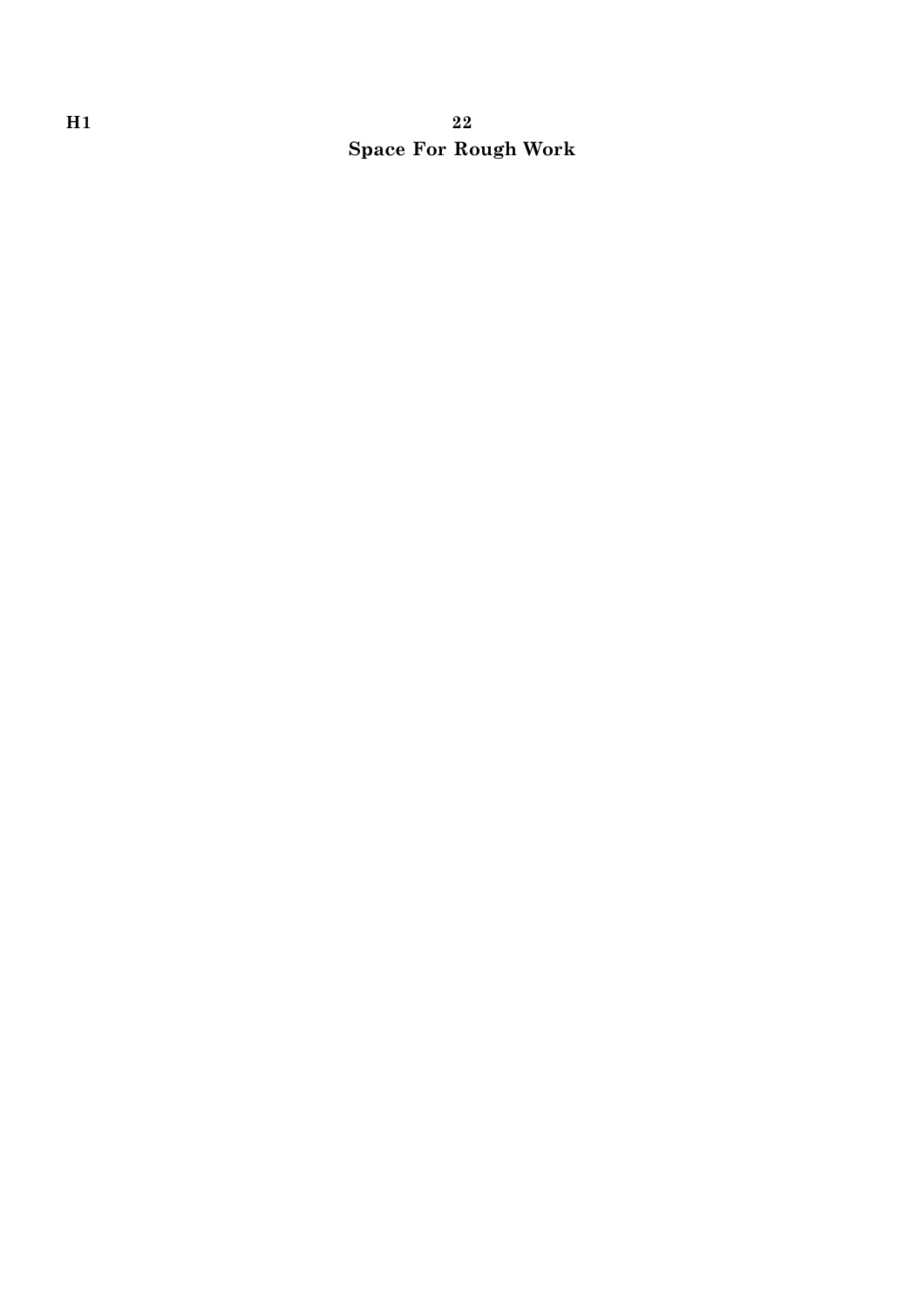**Space For Rough Work**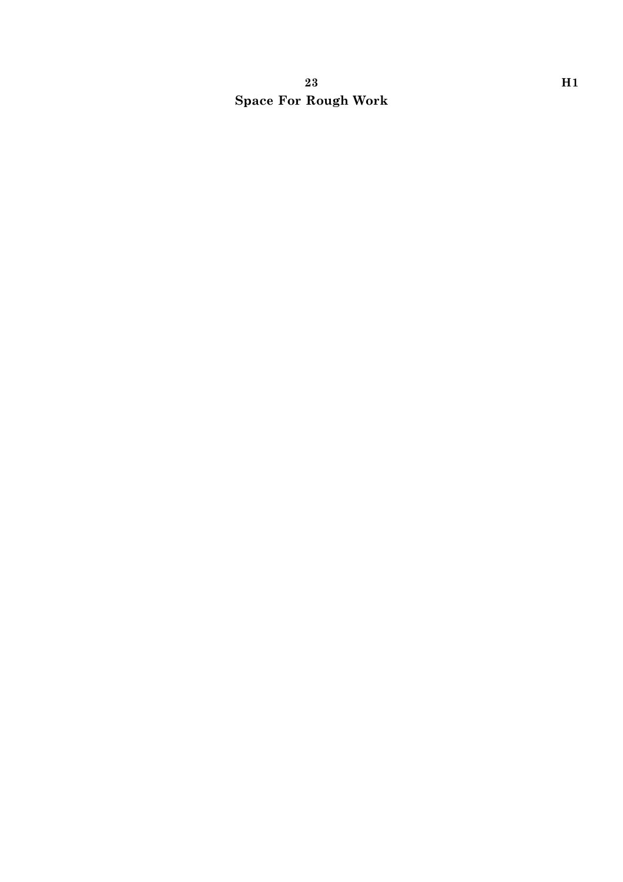**Space For Rough Work**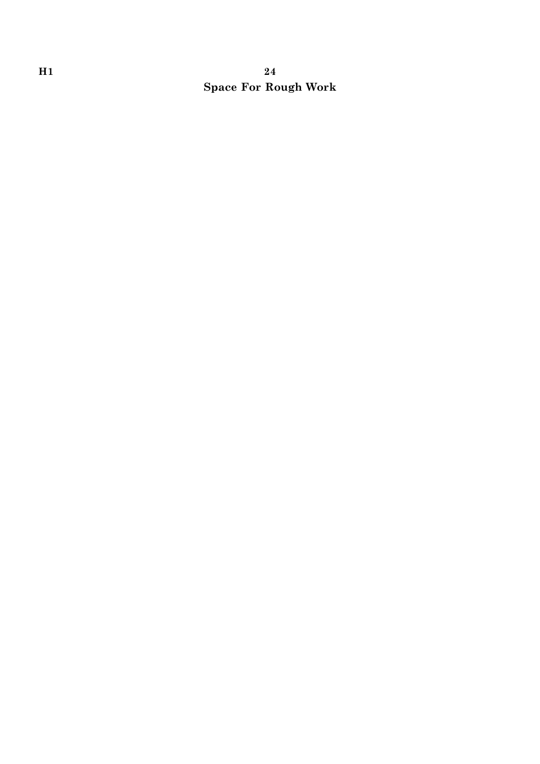**Space For Rough Work**